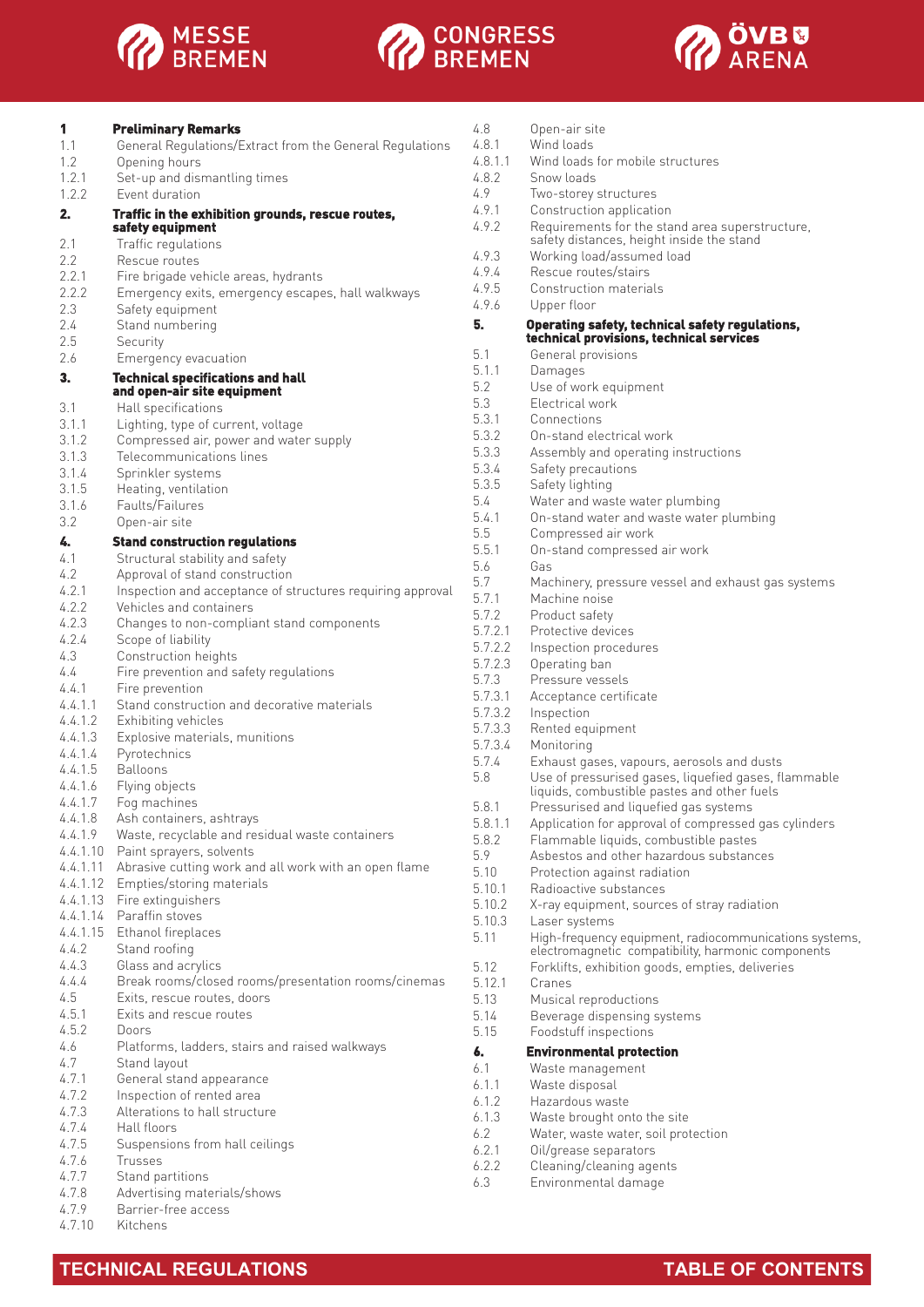# TECHNICAL REGULATIONS – TABLE OF CONTENTS

**1 Preliminary Remarks**
1.1 General Regulations/Extract from the General Regulations
1.2 Opening hours
1.2.1 Set-up and dismantling times
1.2.2 Event duration

**2. Traffic in the exhibition grounds, rescue routes, safety equipment**
2.1 Traffic regulations
2.2 Rescue routes
2.2.1 Fire brigade vehicle areas, hydrants
2.2.2 Emergency exits, emergency escapes, hall walkways
2.3 Safety equipment
2.4 Stand numbering
2.5 Security
2.6 Emergency evacuation

**3. Technical specifications and hall and open-air site equipment**
3.1 Hall specifications
3.1.1 Lighting, type of current, voltage
3.1.2 Compressed air, power and water supply
3.1.3 Telecommunications lines
3.1.4 Sprinkler systems
3.1.5 Heating, ventilation
3.1.6 Faults/Failures
3.2 Open-air site

**4. Stand construction regulations**
4.1 Structural stability and safety
4.2 Approval of stand construction
4.2.1 Inspection and acceptance of structures requiring approval
4.2.2 Vehicles and containers
4.2.3 Changes to non-compliant stand components
4.2.4 Scope of liability
4.3 Construction heights
4.4 Fire prevention and safety regulations
4.4.1 Fire prevention
4.4.1.1 Stand construction and decorative materials
4.4.1.2 Exhibiting vehicles
4.4.1.3 Explosive materials, munitions
4.4.1.4 Pyrotechnics
4.4.1.5 Balloons
4.4.1.6 Flying objects
4.4.1.7 Fog machines
4.4.1.8 Ash containers, ashtrays
4.4.1.9 Waste, recyclable and residual waste containers
4.4.1.10 Paint sprayers, solvents
4.4.1.11 Abrasive cutting work and all work with an open flame
4.4.1.12 Empties/storing materials
4.4.1.13 Fire extinguishers
4.4.1.14 Paraffin stoves
4.4.1.15 Ethanol fireplaces
4.4.2 Stand roofing
4.4.3 Glass and acrylics
4.4.4 Break rooms/closed rooms/presentation rooms/cinemas
4.5 Exits, rescue routes, doors
4.5.1 Exits and rescue routes
4.5.2 Doors
4.6 Platforms, ladders, stairs and raised walkways
4.7 Stand layout
4.7.1 General stand appearance
4.7.2 Inspection of rented area
4.7.3 Alterations to hall structure
4.7.4 Hall floors
4.7.5 Suspensions from hall ceilings
4.7.6 Trusses
4.7.7 Stand partitions
4.7.8 Advertising materials/shows
4.7.9 Barrier-free access
4.7.10 Kitchens
4.8 Open-air site
4.8.1 Wind loads
4.8.1.1 Wind loads for mobile structures
4.8.2 Snow loads
4.9 Two-storey structures
4.9.1 Construction application
4.9.2 Requirements for the stand area superstructure, safety distances, height inside the stand
4.9.3 Working load/assumed load
4.9.4 Rescue routes/stairs
4.9.5 Construction materials
4.9.6 Upper floor

**5. Operating safety, technical safety regulations, technical provisions, technical services**
5.1 General provisions
5.1.1 Damages
5.2 Use of work equipment
5.3 Electrical work
5.3.1 Connections
5.3.2 On-stand electrical work
5.3.3 Assembly and operating instructions
5.3.4 Safety precautions
5.3.5 Safety lighting
5.4 Water and waste water plumbing
5.4.1 On-stand water and waste water plumbing
5.5 Compressed air work
5.5.1 On-stand compressed air work
5.6 Gas
5.7 Machinery, pressure vessel and exhaust gas systems
5.7.1 Machine noise
5.7.2 Product safety
5.7.2.1 Protective devices
5.7.2.2 Inspection procedures
5.7.2.3 Operating ban
5.7.3 Pressure vessels
5.7.3.1 Acceptance certificate
5.7.3.2 Inspection
5.7.3.3 Rented equipment
5.7.3.4 Monitoring
5.7.4 Exhaust gases, vapours, aerosols and dusts
5.8 Use of pressurised gases, liquefied gases, flammable liquids, combustible pastes and other fuels
5.8.1 Pressurised and liquefied gas systems
5.8.1.1 Application for approval of compressed gas cylinders
5.8.2 Flammable liquids, combustible pastes
5.9 Asbestos and other hazardous substances
5.10 Protection against radiation
5.10.1 Radioactive substances
5.10.2 X-ray equipment, sources of stray radiation
5.10.3 Laser systems
5.11 High-frequency equipment, radiocommunications systems, electromagnetic compatibility, harmonic components
5.12 Forklifts, exhibition goods, empties, deliveries
5.12.1 Cranes
5.13 Musical reproductions
5.14 Beverage dispensing systems
5.15 Foodstuff inspections

**6. Environmental protection**
6.1 Waste management
6.1.1 Waste disposal
6.1.2 Hazardous waste
6.1.3 Waste brought onto the site
6.2 Water, waste water, soil protection
6.2.1 Oil/grease separators
6.2.2 Cleaning/cleaning agents
6.3 Environmental damage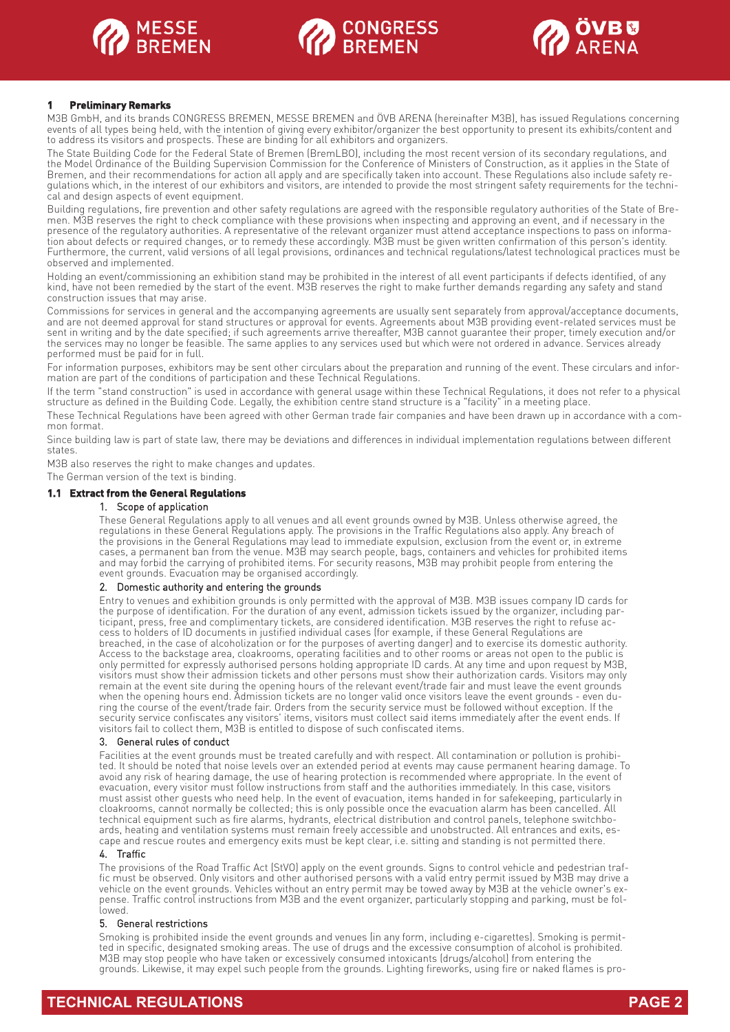## 1 Preliminary Remarks

M3B GmbH, and its brands CONGRESS BREMEN, MESSE BREMEN and ÖVB ARENA (hereinafter M3B), has issued Regulations concerning events of all types being held, with the intention of giving every exhibitor/organizer the best opportunity to present its exhibits/content and to address its visitors and prospects. These are binding for all exhibitors and organizers.

The State Building Code for the Federal State of Bremen (BremLBO), including the most recent version of its secondary regulations, and the Model Ordinance of the Building Supervision Commission for the Conference of Ministers of Construction, as it applies in the State of Bremen, and their recommendations for action all apply and are specifically taken into account. These Regulations also include safety regulations which, in the interest of our exhibitors and visitors, are intended to provide the most stringent safety requirements for the technical and design aspects of event equipment.

Building regulations, fire prevention and other safety regulations are agreed with the responsible regulatory authorities of the State of Bremen. M3B reserves the right to check compliance with these provisions when inspecting and approving an event, and if necessary in the presence of the regulatory authorities. A representative of the relevant organizer must attend acceptance inspections to pass on information about defects or required changes, or to remedy these accordingly. M3B must be given written confirmation of this person's identity. Furthermore, the current, valid versions of all legal provisions, ordinances and technical regulations/latest technological practices must be observed and implemented.

Holding an event/commissioning an exhibition stand may be prohibited in the interest of all event participants if defects identified, of any kind, have not been remedied by the start of the event. M3B reserves the right to make further demands regarding any safety and stand construction issues that may arise.

Commissions for services in general and the accompanying agreements are usually sent separately from approval/acceptance documents, and are not deemed approval for stand structures or approval for events. Agreements about M3B providing event-related services must be sent in writing and by the date specified; if such agreements arrive thereafter, M3B cannot guarantee their proper, timely execution and/or the services may no longer be feasible. The same applies to any services used but which were not ordered in advance. Services already performed must be paid for in full.

For information purposes, exhibitors may be sent other circulars about the preparation and running of the event. These circulars and information are part of the conditions of participation and these Technical Regulations.

If the term "stand construction" is used in accordance with general usage within these Technical Regulations, it does not refer to a physical structure as defined in the Building Code. Legally, the exhibition centre stand structure is a "facility" in a meeting place.

These Technical Regulations have been agreed with other German trade fair companies and have been drawn up in accordance with a common format.

Since building law is part of state law, there may be deviations and differences in individual implementation regulations between different states.

M3B also reserves the right to make changes and updates.

The German version of the text is binding.

### 1.1 Extract from the General Regulations

#### 1. Scope of application

These General Regulations apply to all venues and all event grounds owned by M3B. Unless otherwise agreed, the regulations in these General Regulations apply. The provisions in the Traffic Regulations also apply. Any breach of the provisions in the General Regulations may lead to immediate expulsion, exclusion from the event or, in extreme cases, a permanent ban from the venue. M3B may search people, bags, containers and vehicles for prohibited items and may forbid the carrying of prohibited items. For security reasons, M3B may prohibit people from entering the event grounds. Evacuation may be organised accordingly.

#### 2. Domestic authority and entering the grounds

Entry to venues and exhibition grounds is only permitted with the approval of M3B. M3B issues company ID cards for the purpose of identification. For the duration of any event, admission tickets issued by the organizer, including participant, press, free and complimentary tickets, are considered identification. M3B reserves the right to refuse access to holders of ID documents in justified individual cases (for example, if these General Regulations are breached, in the case of alcoholization or for the purposes of averting danger) and to exercise its domestic authority. Access to the backstage area, cloakrooms, operating facilities and to other rooms or areas not open to the public is only permitted for expressly authorised persons holding appropriate ID cards. At any time and upon request by M3B, visitors must show their admission tickets and other persons must show their authorization cards. Visitors may only remain at the event site during the opening hours of the relevant event/trade fair and must leave the event grounds when the opening hours end. Admission tickets are no longer valid once visitors leave the event grounds - even during the course of the event/trade fair. Orders from the security service must be followed without exception. If the security service confiscates any visitors' items, visitors must collect said items immediately after the event ends. If visitors fail to collect them, M3B is entitled to dispose of such confiscated items.

#### 3. General rules of conduct

Facilities at the event grounds must be treated carefully and with respect. All contamination or pollution is prohibited. It should be noted that noise levels over an extended period at events may cause permanent hearing damage. To avoid any risk of hearing damage, the use of hearing protection is recommended where appropriate. In the event of evacuation, every visitor must follow instructions from staff and the authorities immediately. In this case, visitors must assist other guests who need help. In the event of evacuation, items handed in for safekeeping, particularly in cloakrooms, cannot normally be collected; this is only possible once the evacuation alarm has been cancelled. All technical equipment such as fire alarms, hydrants, electrical distribution and control panels, telephone switchboards, heating and ventilation systems must remain freely accessible and unobstructed. All entrances and exits, escape and rescue routes and emergency exits must be kept clear, i.e. sitting and standing is not permitted there.

#### 4. Traffic

The provisions of the Road Traffic Act (StVO) apply on the event grounds. Signs to control vehicle and pedestrian traffic must be observed. Only visitors and other authorised persons with a valid entry permit issued by M3B may drive a vehicle on the event grounds. Vehicles without an entry permit may be towed away by M3B at the vehicle owner's expense. Traffic control instructions from M3B and the event organizer, particularly stopping and parking, must be followed.

#### 5. General restrictions

Smoking is prohibited inside the event grounds and venues (in any form, including e-cigarettes). Smoking is permitted in specific, designated smoking areas. The use of drugs and the excessive consumption of alcohol is prohibited. M3B may stop people who have taken or excessively consumed intoxicants (drugs/alcohol) from entering the grounds. Likewise, it may expel such people from the grounds. Lighting fireworks, using fire or naked flames is pro-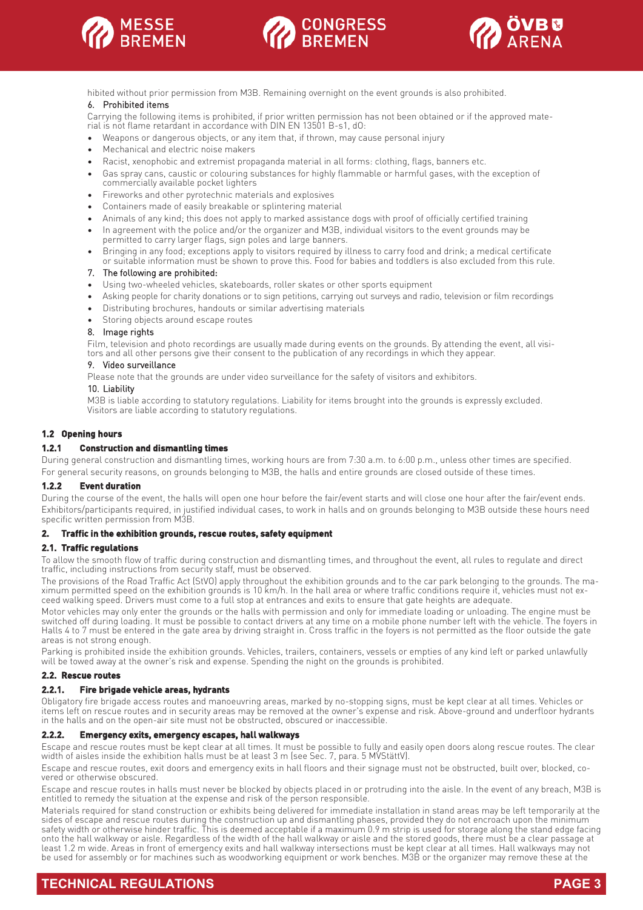hibited without prior permission from M3B. Remaining overnight on the event grounds is also prohibited.

6. Prohibited items

Carrying the following items is prohibited, if prior written permission has not been obtained or if the approved material is not flame retardant in accordance with DIN EN 13501 B-s1, d0:

- Weapons or dangerous objects, or any item that, if thrown, may cause personal injury
- Mechanical and electric noise makers
- Racist, xenophobic and extremist propaganda material in all forms: clothing, flags, banners etc.
- Gas spray cans, caustic or colouring substances for highly flammable or harmful gases, with the exception of commercially available pocket lighters
- Fireworks and other pyrotechnic materials and explosives
- Containers made of easily breakable or splintering material
- Animals of any kind; this does not apply to marked assistance dogs with proof of officially certified training
- In agreement with the police and/or the organizer and M3B, individual visitors to the event grounds may be permitted to carry larger flags, sign poles and large banners.
- Bringing in any food; exceptions apply to visitors required by illness to carry food and drink; a medical certificate or suitable information must be shown to prove this. Food for babies and toddlers is also excluded from this rule.

7. The following are prohibited:

- Using two-wheeled vehicles, skateboards, roller skates or other sports equipment
- Asking people for charity donations or to sign petitions, carrying out surveys and radio, television or film recordings
- Distributing brochures, handouts or similar advertising materials
- Storing objects around escape routes

8. Image rights

Film, television and photo recordings are usually made during events on the grounds. By attending the event, all visitors and all other persons give their consent to the publication of any recordings in which they appear.

9. Video surveillance

Please note that the grounds are under video surveillance for the safety of visitors and exhibitors.

10. Liability

M3B is liable according to statutory regulations. Liability for items brought into the grounds is expressly excluded. Visitors are liable according to statutory regulations.

### 1.2 Opening hours

#### 1.2.1 Construction and dismantling times

During general construction and dismantling times, working hours are from 7:30 a.m. to 6:00 p.m., unless other times are specified.

For general security reasons, on grounds belonging to M3B, the halls and entire grounds are closed outside of these times.

#### 1.2.2 Event duration

During the course of the event, the halls will open one hour before the fair/event starts and will close one hour after the fair/event ends. Exhibitors/participants required, in justified individual cases, to work in halls and on grounds belonging to M3B outside these hours need specific written permission from M3B.

## 2. Traffic in the exhibition grounds, rescue routes, safety equipment

### 2.1. Traffic regulations

To allow the smooth flow of traffic during construction and dismantling times, and throughout the event, all rules to regulate and direct traffic, including instructions from security staff, must be observed.

The provisions of the Road Traffic Act (StVO) apply throughout the exhibition grounds and to the car park belonging to the grounds. The maximum permitted speed on the exhibition grounds is 10 km/h. In the hall area or where traffic conditions require it, vehicles must not exceed walking speed. Drivers must come to a full stop at entrances and exits to ensure that gate heights are adequate.

Motor vehicles may only enter the grounds or the halls with permission and only for immediate loading or unloading. The engine must be switched off during loading. It must be possible to contact drivers at any time on a mobile phone number left with the vehicle. The foyers in Halls 4 to 7 must be entered in the gate area by driving straight in. Cross traffic in the foyers is not permitted as the floor outside the gate areas is not strong enough.

Parking is prohibited inside the exhibition grounds. Vehicles, trailers, containers, vessels or empties of any kind left or parked unlawfully will be towed away at the owner's risk and expense. Spending the night on the grounds is prohibited.

### 2.2. Rescue routes

#### 2.2.1. Fire brigade vehicle areas, hydrants

Obligatory fire brigade access routes and manoeuvring areas, marked by no-stopping signs, must be kept clear at all times. Vehicles or items left on rescue routes and in security areas may be removed at the owner's expense and risk. Above-ground and underfloor hydrants in the halls and on the open-air site must not be obstructed, obscured or inaccessible.

#### 2.2.2. Emergency exits, emergency escapes, hall walkways

Escape and rescue routes must be kept clear at all times. It must be possible to fully and easily open doors along rescue routes. The clear width of aisles inside the exhibition halls must be at least 3 m (see Sec. 7, para. 5 MVStättV).

Escape and rescue routes, exit doors and emergency exits in hall floors and their signage must not be obstructed, built over, blocked, covered or otherwise obscured.

Escape and rescue routes in halls must never be blocked by objects placed in or protruding into the aisle. In the event of any breach, M3B is entitled to remedy the situation at the expense and risk of the person responsible.

Materials required for stand construction or exhibits being delivered for immediate installation in stand areas may be left temporarily at the sides of escape and rescue routes during the construction up and dismantling phases, provided they do not encroach upon the minimum safety width or otherwise hinder traffic. This is deemed acceptable if a maximum 0.9 m strip is used for storage along the stand edge facing onto the hall walkway or aisle. Regardless of the width of the hall walkway or aisle and the stored goods, there must be a clear passage at least 1.2 m wide. Areas in front of emergency exits and hall walkway intersections must be kept clear at all times. Hall walkways may not be used for assembly or for machines such as woodworking equipment or work benches. M3B or the organizer may remove these at the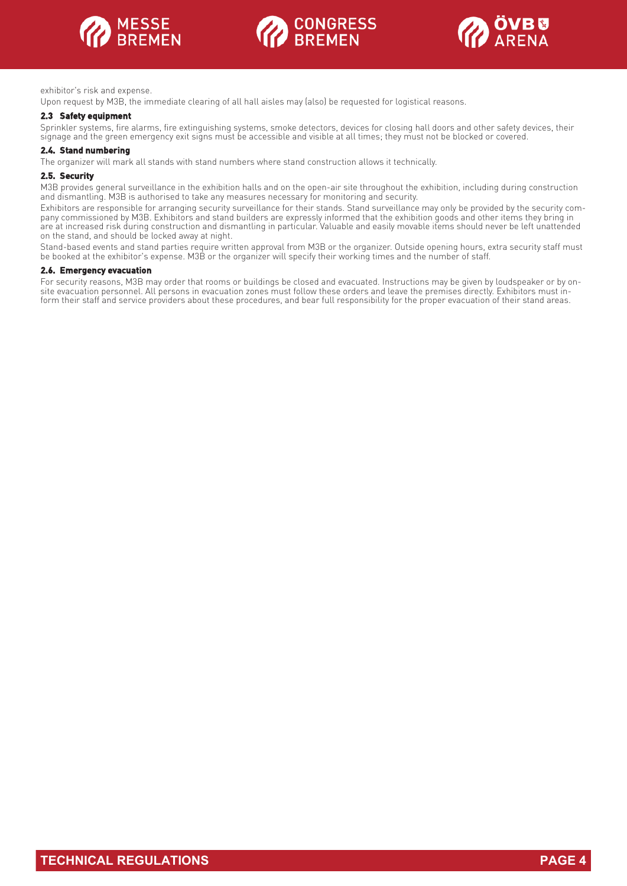exhibitor's risk and expense.

Upon request by M3B, the immediate clearing of all hall aisles may (also) be requested for logistical reasons.

### 2.3 Safety equipment

Sprinkler systems, fire alarms, fire extinguishing systems, smoke detectors, devices for closing hall doors and other safety devices, their signage and the green emergency exit signs must be accessible and visible at all times; they must not be blocked or covered.

### 2.4. Stand numbering

The organizer will mark all stands with stand numbers where stand construction allows it technically.

### 2.5. Security

M3B provides general surveillance in the exhibition halls and on the open-air site throughout the exhibition, including during construction and dismantling. M3B is authorised to take any measures necessary for monitoring and security.

Exhibitors are responsible for arranging security surveillance for their stands. Stand surveillance may only be provided by the security company commissioned by M3B. Exhibitors and stand builders are expressly informed that the exhibition goods and other items they bring in are at increased risk during construction and dismantling in particular. Valuable and easily movable items should never be left unattended on the stand, and should be locked away at night.

Stand-based events and stand parties require written approval from M3B or the organizer. Outside opening hours, extra security staff must be booked at the exhibitor's expense. M3B or the organizer will specify their working times and the number of staff.

### 2.6. Emergency evacuation

For security reasons, M3B may order that rooms or buildings be closed and evacuated. Instructions may be given by loudspeaker or by on-site evacuation personnel. All persons in evacuation zones must follow these orders and leave the premises directly. Exhibitors must inform their staff and service providers about these procedures, and bear full responsibility for the proper evacuation of their stand areas.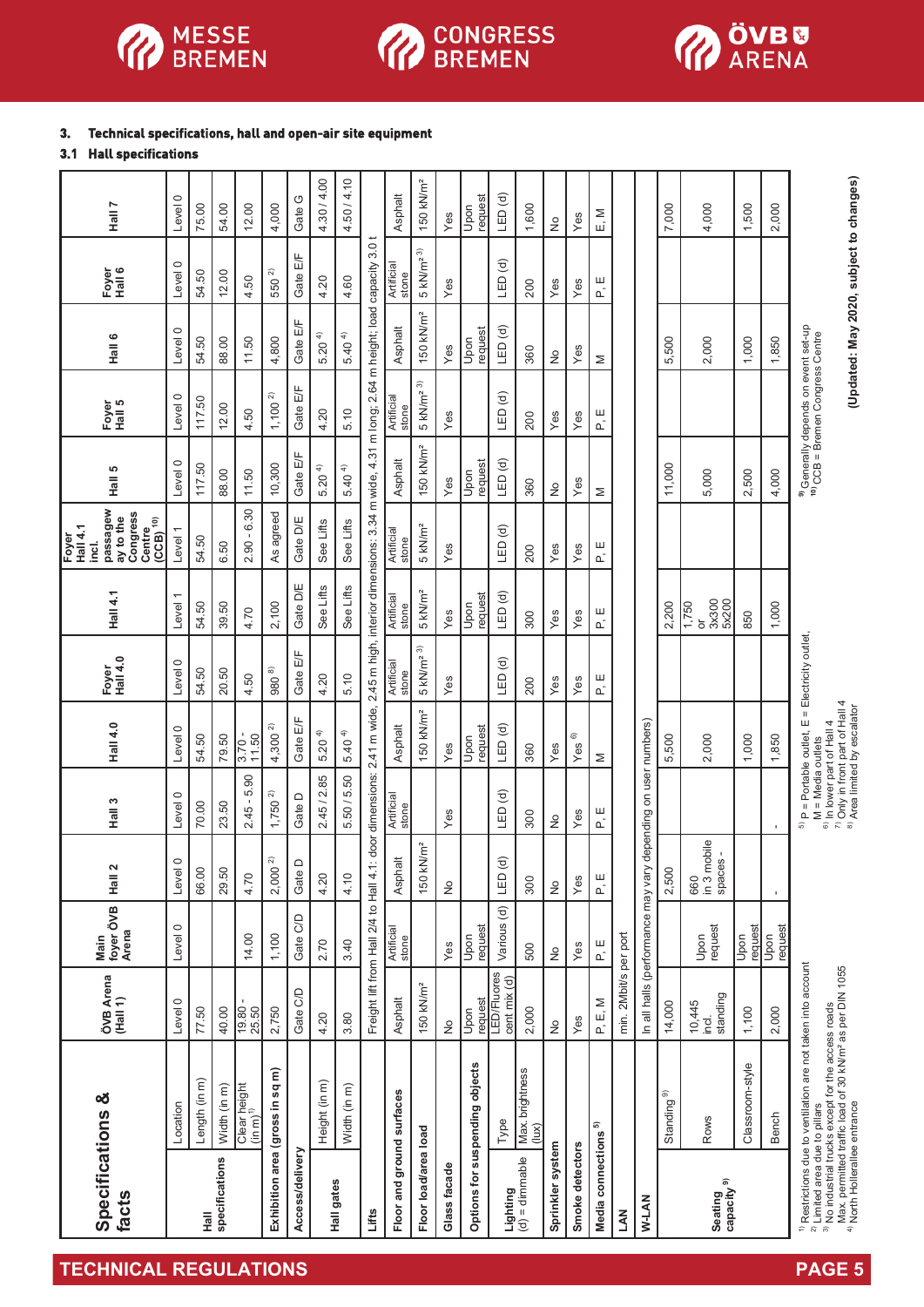## 3. Technical specifications, hall and open-air site equipment

### 3.1 Hall specifications

| Specifications & facts | | ÖVB Arena (Hall 1) | Main foyer ÖVB Arena | Hall 2 | Hall 3 | Hall 4.0 | Foyer Hall 4.0 | Hall 4.1 | Foyer Hall 4.1 incl. passageway to the Congress Centre (CCB)[10] | Hall 5 | Foyer Hall 5 | Hall 6 | Foyer Hall 6 | Hall 7 |
|---|---|---|---|---|---|---|---|---|---|---|---|---|---|---|
| Hall specifications | Location | Level 0 | Level 0 | Level 0 | Level 0 | Level 0 | Level 0 | Level 1 | Level 1 | Level 0 | Level 0 | Level 0 | Level 0 | Level 0 |
| | Length (in m) | 77.50 | | 66.00 | 70.00 | 54.50 | 54.50 | 54.50 | 54.50 | 117.50 | 117.50 | 54.50 | 54.50 | 75.00 |
| | Width (in m) | 40.00 | | 29.50 | 23.50 | 79.50 | 20.50 | 39.50 | 6.50 | 88.00 | 12.00 | 88.00 | 12.00 | 54.00 |
| | Clear height (in m)[1] | 19.80 - 25.50 | 14.00 | 4.70 | 2.45 - 5.90 | 3.70 - 11.50 | 4.50 | 4.70 | 2.90 - 6.30 | 11.50 | 4.50 | 11.50 | 4.50 | 12.00 |
| Exhibition area (gross in sq m) | | 2,750 | 1,100 | 2,000[2] | 1,750[2] | 4,300[2] | 980[8] | 2,100 | As agreed | 10,300 | 1,100[2] | 4,800 | 550[2] | 4,000 |
| Access/delivery | | Gate C/D | Gate C/D | Gate D | Gate D | Gate E/F | Gate E/F | Gate D/E | Gate D/E | Gate E/F | Gate E/F | Gate E/F | Gate E/F | Gate G |
| Hall gates | Height (in m) | 4.20 | 2.70 | 4.20 | 2.45 / 2.85 | 5.20[4] | 4.20 | See Lifts | See Lifts | 5.20[4] | 4.20 | 5.20[4] | 4.20 | 4.30 / 4.00 |
| | Width (in m) | 3.80 | 3.40 | 4.10 | 5.50 / 5.50 | 5.40[4] | 5.10 | See Lifts | See Lifts | 5.40[4] | 5.10 | 5.40[4] | 4.60 | 4.50 / 4.10 |
| Lifts | | Freight lift from Hall 2/4 to Hall 4.1: door dimensions: 2.41 m wide, 2.45 m high, interior dimensions: 3.34 m wide, 4.31 m long; 2.64 m height; load capacity 3.0 t | | | | | | | | | | | | |
| Floor and ground surfaces | | Asphalt | Artificial stone | Asphalt | Artificial stone | Asphalt | Artificial stone | Artificial stone | Artificial stone | Asphalt | Artificial stone | Asphalt | Artificial stone | Asphalt |
| Floor load/area load | | 150 kN/m² | | 150 kN/m² | | 150 kN/m² | 5 kN/m²[3] | 5 kN/m² | 5 kN/m² | 150 kN/m² | 5 kN/m²[3] | 150 kN/m² | 5 kN/m²[3] | 150 kN/m² |
| Glass facade | | No | Yes | No | Yes | Yes | Yes | Yes | Yes | Yes | Yes | Yes | Yes | Yes |
| Options for suspending objects | | Upon request | Upon request | | | Upon request | | Upon request | | Upon request | | Upon request | | Upon request |
| Lighting (d) = dimmable | Type | LED/Fluorescent mix (d) | Various (d) | LED (d) | LED (d) | LED (d) | LED (d) | LED (d) | LED (d) | LED (d) | LED (d) | LED (d) | LED (d) | LED (d) |
| | Max. brightness (lux) | 2,000 | 500 | 300 | 300 | 360 | 200 | 300 | 200 | 360 | 200 | 360 | 200 | 1,600 |
| Sprinkler system | | No | No | No | No | Yes | Yes | Yes | Yes | No | Yes | No | Yes | No |
| Smoke detectors | | Yes | Yes | Yes | Yes | Yes[6] | Yes | Yes | Yes | Yes | Yes | Yes | Yes | Yes |
| Media connections[5] | | P, E, M | P, E | P, E | P, E | M | P, E | P, E | P, E | M | P, E | M | P, E | E, M |
| LAN | | min. 2Mbit/s per port | | | | | | | | | | | | |
| W-LAN | | In all halls (performance may vary depending on user numbers) | | | | | | | | | | | | |
| Seating capacity[9] | Standing[9] | 14,000 | | 2,500 | | 5,500 | | 2,200 | | 11,000 | | 5,500 | | 7,000 |
| | Rows | 10,445 incl. standing | Upon request | 660 in 3 mobile spaces - | | 2,000 | | 1,750 or 3x300 5x200 | | 5,000 | | 2,000 | | 4,000 |
| | Classroom-style | 1,100 | Upon request | | | 1,000 | | 850 | | 2,500 | | 1,000 | | 1,500 |
| | Bench | 2,000 | Upon request | - | - | 1,850 | | 1,000 | | 4,000 | | 1,850 | | 2,000 |

[1] Restrictions due to ventilation are not taken into account
[2] Limited area due to pillars
[3] No industrial trucks except for the access roads
Max. permitted traffic load of 30 kN/m² as per DIN 1055
[4] North Hollerallee entrance
[5] P = Portable outlet, E = Electricity outlet,
M = Media outlets
[6] In lower part of Hall 4
[7] Only in front part of Hall 4
[8] Area limited by escalator
[9] Generally depends on event set-up
[10] CCB = Bremen Congress Centre

**(Updated: May 2020, subject to changes)**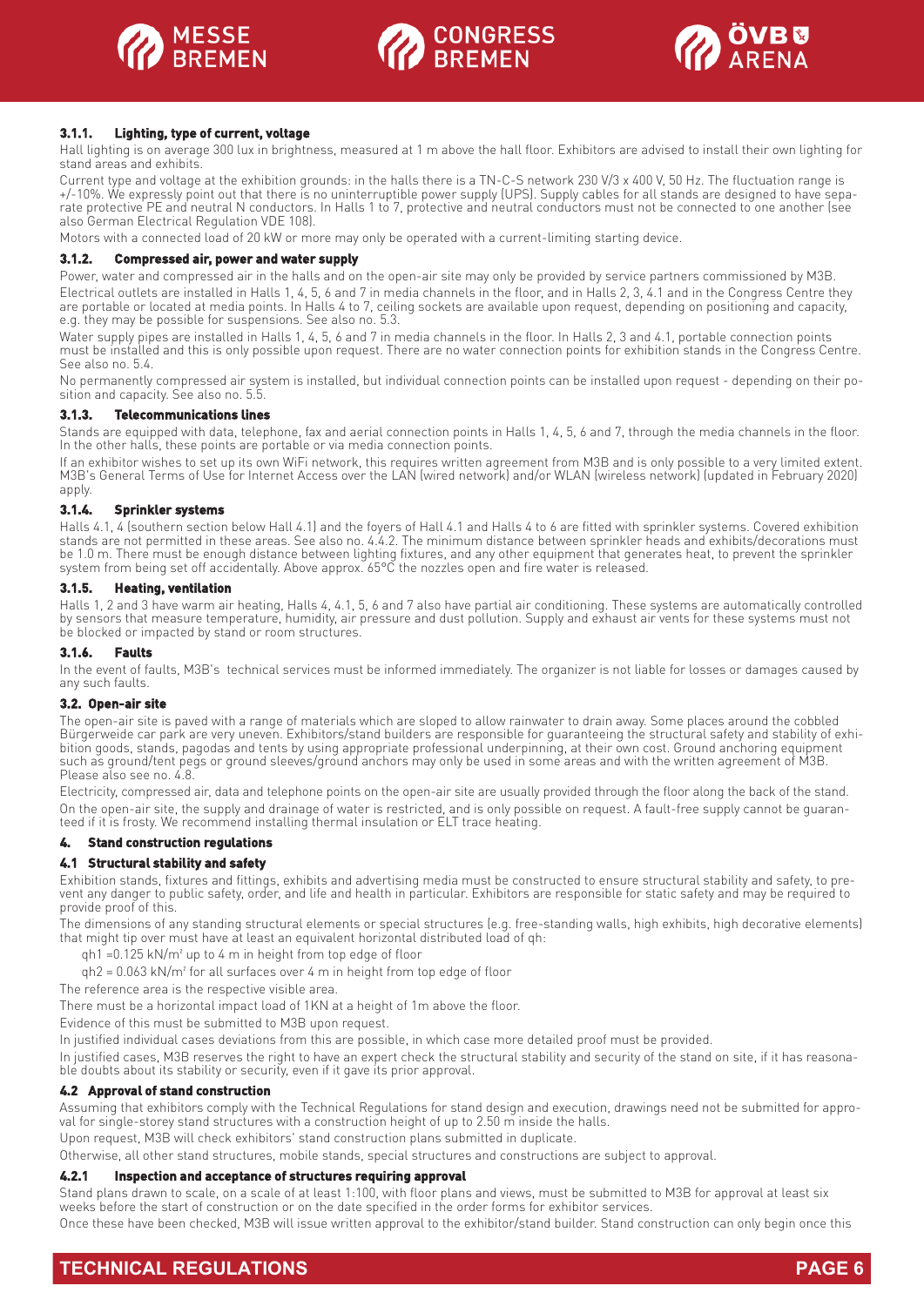### 3.1.1. Lighting, type of current, voltage

Hall lighting is on average 300 lux in brightness, measured at 1 m above the hall floor. Exhibitors are advised to install their own lighting for stand areas and exhibits.

Current type and voltage at the exhibition grounds: in the halls there is a TN-C-S network 230 V/3 x 400 V, 50 Hz. The fluctuation range is +/-10%. We expressly point out that there is no uninterruptible power supply (UPS). Supply cables for all stands are designed to have separate protective PE and neutral N conductors. In Halls 1 to 7, protective and neutral conductors must not be connected to one another (see also German Electrical Regulation VDE 108).

Motors with a connected load of 20 kW or more may only be operated with a current-limiting starting device.

### 3.1.2. Compressed air, power and water supply

Power, water and compressed air in the halls and on the open-air site may only be provided by service partners commissioned by M3B.

Electrical outlets are installed in Halls 1, 4, 5, 6 and 7 in media channels in the floor, and in Halls 2, 3, 4.1 and in the Congress Centre they are portable or located at media points. In Halls 4 to 7, ceiling sockets are available upon request, depending on positioning and capacity, e.g. they may be possible for suspensions. See also no. 5.3.

Water supply pipes are installed in Halls 1, 4, 5, 6 and 7 in media channels in the floor. In Halls 2, 3 and 4.1, portable connection points must be installed and this is only possible upon request. There are no water connection points for exhibition stands in the Congress Centre. See also no. 5.4.

No permanently compressed air system is installed, but individual connection points can be installed upon request - depending on their position and capacity. See also no. 5.5.

### 3.1.3. Telecommunications lines

Stands are equipped with data, telephone, fax and aerial connection points in Halls 1, 4, 5, 6 and 7, through the media channels in the floor. In the other halls, these points are portable or via media connection points.

If an exhibitor wishes to set up its own WiFi network, this requires written agreement from M3B and is only possible to a very limited extent. M3B's General Terms of Use for Internet Access over the LAN (wired network) and/or WLAN (wireless network) (updated in February 2020) apply.

### 3.1.4. Sprinkler systems

Halls 4.1, 4 (southern section below Hall 4.1) and the foyers of Hall 4.1 and Halls 4 to 6 are fitted with sprinkler systems. Covered exhibition stands are not permitted in these areas. See also no. 4.4.2. The minimum distance between sprinkler heads and exhibits/decorations must be 1.0 m. There must be enough distance between lighting fixtures, and any other equipment that generates heat, to prevent the sprinkler system from being set off accidentally. Above approx. 65°C the nozzles open and fire water is released.

### 3.1.5. Heating, ventilation

Halls 1, 2 and 3 have warm air heating, Halls 4, 4.1, 5, 6 and 7 also have partial air conditioning. These systems are automatically controlled by sensors that measure temperature, humidity, air pressure and dust pollution. Supply and exhaust air vents for these systems must not be blocked or impacted by stand or room structures.

### 3.1.6. Faults

In the event of faults, M3B's technical services must be informed immediately. The organizer is not liable for losses or damages caused by any such faults.

### 3.2. Open-air site

The open-air site is paved with a range of materials which are sloped to allow rainwater to drain away. Some places around the cobbled Bürgerweide car park are very uneven. Exhibitors/stand builders are responsible for guaranteeing the structural safety and stability of exhibition goods, stands, pagodas and tents by using appropriate professional underpinning, at their own cost. Ground anchoring equipment such as ground/tent pegs or ground sleeves/ground anchors may only be used in some areas and with the written agreement of M3B. Please also see no. 4.8.

Electricity, compressed air, data and telephone points on the open-air site are usually provided through the floor along the back of the stand.

On the open-air site, the supply and drainage of water is restricted, and is only possible on request. A fault-free supply cannot be guaranteed if it is frosty. We recommend installing thermal insulation or ELT trace heating.

## 4. Stand construction regulations

### 4.1 Structural stability and safety

Exhibition stands, fixtures and fittings, exhibits and advertising media must be constructed to ensure structural stability and safety, to prevent any danger to public safety, order, and life and health in particular. Exhibitors are responsible for static safety and may be required to provide proof of this.

The dimensions of any standing structural elements or special structures (e.g. free-standing walls, high exhibits, high decorative elements) that might tip over must have at least an equivalent horizontal distributed load of qh:

$qh1 = 0.125\ kN/m^2$ up to 4 m in height from top edge of floor

$qh2 = 0.063\ kN/m^2$ for all surfaces over 4 m in height from top edge of floor

The reference area is the respective visible area.

There must be a horizontal impact load of 1KN at a height of 1m above the floor.

Evidence of this must be submitted to M3B upon request.

In justified individual cases deviations from this are possible, in which case more detailed proof must be provided.

In justified cases, M3B reserves the right to have an expert check the structural stability and security of the stand on site, if it has reasonable doubts about its stability or security, even if it gave its prior approval.

### 4.2 Approval of stand construction

Assuming that exhibitors comply with the Technical Regulations for stand design and execution, drawings need not be submitted for approval for single-storey stand structures with a construction height of up to 2.50 m inside the halls.

Upon request, M3B will check exhibitors' stand construction plans submitted in duplicate.

Otherwise, all other stand structures, mobile stands, special structures and constructions are subject to approval.

#### 4.2.1 Inspection and acceptance of structures requiring approval

Stand plans drawn to scale, on a scale of at least 1:100, with floor plans and views, must be submitted to M3B for approval at least six weeks before the start of construction or on the date specified in the order forms for exhibitor services.

Once these have been checked, M3B will issue written approval to the exhibitor/stand builder. Stand construction can only begin once this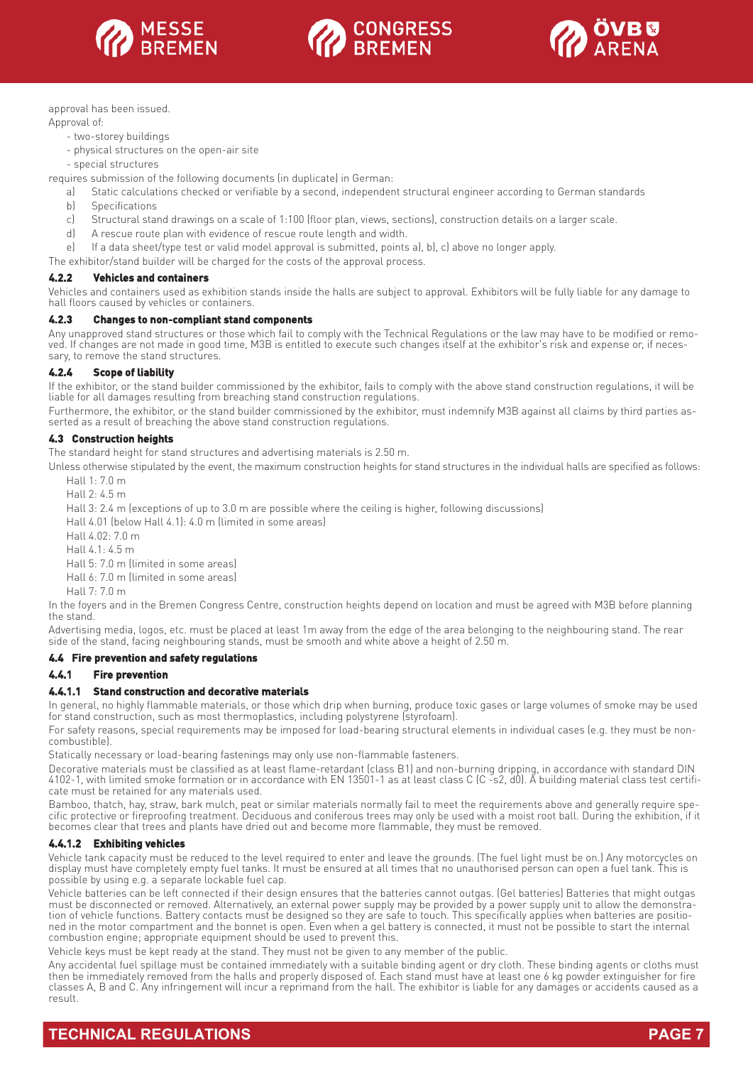approval has been issued.

Approval of:

- two-storey buildings
- physical structures on the open-air site
- special structures

requires submission of the following documents (in duplicate) in German:

a) Static calculations checked or verifiable by a second, independent structural engineer according to German standards
b) Specifications
c) Structural stand drawings on a scale of 1:100 (floor plan, views, sections), construction details on a larger scale.
d) A rescue route plan with evidence of rescue route length and width.
e) If a data sheet/type test or valid model approval is submitted, points a), b), c) above no longer apply.

The exhibitor/stand builder will be charged for the costs of the approval process.

#### 4.2.2 Vehicles and containers

Vehicles and containers used as exhibition stands inside the halls are subject to approval. Exhibitors will be fully liable for any damage to hall floors caused by vehicles or containers.

#### 4.2.3 Changes to non-compliant stand components

Any unapproved stand structures or those which fail to comply with the Technical Regulations or the law may have to be modified or removed. If changes are not made in good time, M3B is entitled to execute such changes itself at the exhibitor's risk and expense or, if necessary, to remove the stand structures.

#### 4.2.4 Scope of liability

If the exhibitor, or the stand builder commissioned by the exhibitor, fails to comply with the above stand construction regulations, it will be liable for all damages resulting from breaching stand construction regulations.

Furthermore, the exhibitor, or the stand builder commissioned by the exhibitor, must indemnify M3B against all claims by third parties asserted as a result of breaching the above stand construction regulations.

### 4.3 Construction heights

The standard height for stand structures and advertising materials is 2.50 m.

Unless otherwise stipulated by the event, the maximum construction heights for stand structures in the individual halls are specified as follows:

Hall 1: 7.0 m
Hall 2: 4.5 m
Hall 3: 2.4 m (exceptions of up to 3.0 m are possible where the ceiling is higher, following discussions)
Hall 4.01 (below Hall 4.1): 4.0 m (limited in some areas)
Hall 4.02: 7.0 m
Hall 4.1: 4.5 m
Hall 5: 7.0 m (limited in some areas)
Hall 6: 7.0 m (limited in some areas)
Hall 7: 7.0 m

In the foyers and in the Bremen Congress Centre, construction heights depend on location and must be agreed with M3B before planning the stand.

Advertising media, logos, etc. must be placed at least 1m away from the edge of the area belonging to the neighbouring stand. The rear side of the stand, facing neighbouring stands, must be smooth and white above a height of 2.50 m.

### 4.4 Fire prevention and safety regulations

#### 4.4.1 Fire prevention

##### 4.4.1.1 Stand construction and decorative materials

In general, no highly flammable materials, or those which drip when burning, produce toxic gases or large volumes of smoke may be used for stand construction, such as most thermoplastics, including polystyrene (styrofoam).

For safety reasons, special requirements may be imposed for load-bearing structural elements in individual cases (e.g. they must be non-combustible).

Statically necessary or load-bearing fastenings may only use non-flammable fasteners.

Decorative materials must be classified as at least flame-retardant (class B1) and non-burning dripping, in accordance with standard DIN 4102-1, with limited smoke formation or in accordance with EN 13501-1 as at least class C (C -s2, d0). A building material class test certificate must be retained for any materials used.

Bamboo, thatch, hay, straw, bark mulch, peat or similar materials normally fail to meet the requirements above and generally require specific protective or fireproofing treatment. Deciduous and coniferous trees may only be used with a moist root ball. During the exhibition, if it becomes clear that trees and plants have dried out and become more flammable, they must be removed.

##### 4.4.1.2 Exhibiting vehicles

Vehicle tank capacity must be reduced to the level required to enter and leave the grounds. (The fuel light must be on.) Any motorcycles on display must have completely empty fuel tanks. It must be ensured at all times that no unauthorised person can open a fuel tank. This is possible by using e.g. a separate lockable fuel cap.

Vehicle batteries can be left connected if their design ensures that the batteries cannot outgas. (Gel batteries) Batteries that might outgas must be disconnected or removed. Alternatively, an external power supply may be provided by a power supply unit to allow the demonstration of vehicle functions. Battery contacts must be designed so they are safe to touch. This specifically applies when batteries are positioned in the motor compartment and the bonnet is open. Even when a gel battery is connected, it must not be possible to start the internal combustion engine; appropriate equipment should be used to prevent this.

Vehicle keys must be kept ready at the stand. They must not be given to any member of the public.

Any accidental fuel spillage must be contained immediately with a suitable binding agent or dry cloth. These binding agents or cloths must then be immediately removed from the halls and properly disposed of. Each stand must have at least one 6 kg powder extinguisher for fire classes A, B and C. Any infringement will incur a reprimand from the hall. The exhibitor is liable for any damages or accidents caused as a result.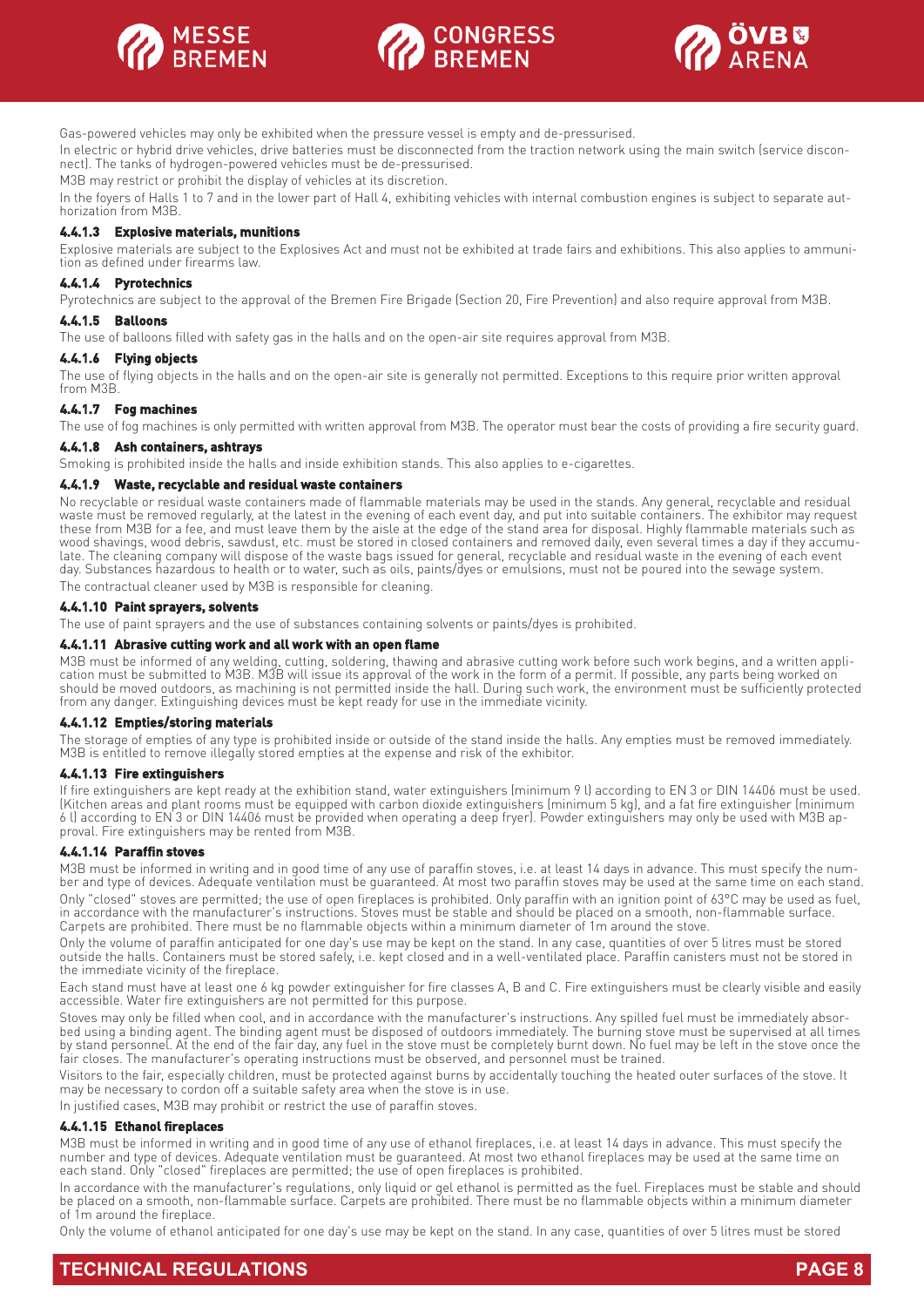Gas-powered vehicles may only be exhibited when the pressure vessel is empty and de-pressurised.

In electric or hybrid drive vehicles, drive batteries must be disconnected from the traction network using the main switch (service disconnect). The tanks of hydrogen-powered vehicles must be de-pressurised.

M3B may restrict or prohibit the display of vehicles at its discretion.

In the foyers of Halls 1 to 7 and in the lower part of Hall 4, exhibiting vehicles with internal combustion engines is subject to separate authorization from M3B.

#### 4.4.1.3 Explosive materials, munitions

Explosive materials are subject to the Explosives Act and must not be exhibited at trade fairs and exhibitions. This also applies to ammunition as defined under firearms law.

#### 4.4.1.4 Pyrotechnics

Pyrotechnics are subject to the approval of the Bremen Fire Brigade (Section 20, Fire Prevention) and also require approval from M3B.

#### 4.4.1.5 Balloons

The use of balloons filled with safety gas in the halls and on the open-air site requires approval from M3B.

#### 4.4.1.6 Flying objects

The use of flying objects in the halls and on the open-air site is generally not permitted. Exceptions to this require prior written approval from M3B.

#### 4.4.1.7 Fog machines

The use of fog machines is only permitted with written approval from M3B. The operator must bear the costs of providing a fire security guard.

#### 4.4.1.8 Ash containers, ashtrays

Smoking is prohibited inside the halls and inside exhibition stands. This also applies to e-cigarettes.

#### 4.4.1.9 Waste, recyclable and residual waste containers

No recyclable or residual waste containers made of flammable materials may be used in the stands. Any general, recyclable and residual waste must be removed regularly, at the latest in the evening of each event day, and put into suitable containers. The exhibitor may request these from M3B for a fee, and must leave them by the aisle at the edge of the stand area for disposal. Highly flammable materials such as wood shavings, wood debris, sawdust, etc. must be stored in closed containers and removed daily, even several times a day if they accumulate. The cleaning company will dispose of the waste bags issued for general, recyclable and residual waste in the evening of each event day. Substances hazardous to health or to water, such as oils, paints/dyes or emulsions, must not be poured into the sewage system.

The contractual cleaner used by M3B is responsible for cleaning.

#### 4.4.1.10 Paint sprayers, solvents

The use of paint sprayers and the use of substances containing solvents or paints/dyes is prohibited.

#### 4.4.1.11 Abrasive cutting work and all work with an open flame

M3B must be informed of any welding, cutting, soldering, thawing and abrasive cutting work before such work begins, and a written application must be submitted to M3B. M3B will issue its approval of the work in the form of a permit. If possible, any parts being worked on should be moved outdoors, as machining is not permitted inside the hall. During such work, the environment must be sufficiently protected from any danger. Extinguishing devices must be kept ready for use in the immediate vicinity.

#### 4.4.1.12 Empties/storing materials

The storage of empties of any type is prohibited inside or outside of the stand inside the halls. Any empties must be removed immediately. M3B is entitled to remove illegally stored empties at the expense and risk of the exhibitor.

#### 4.4.1.13 Fire extinguishers

If fire extinguishers are kept ready at the exhibition stand, water extinguishers (minimum 9 l) according to EN 3 or DIN 14406 must be used. (Kitchen areas and plant rooms must be equipped with carbon dioxide extinguishers (minimum 5 kg), and a fat fire extinguisher (minimum 6 l) according to EN 3 or DIN 14406 must be provided when operating a deep fryer). Powder extinguishers may only be used with M3B approval. Fire extinguishers may be rented from M3B.

#### 4.4.1.14 Paraffin stoves

M3B must be informed in writing and in good time of any use of paraffin stoves, i.e. at least 14 days in advance. This must specify the number and type of devices. Adequate ventilation must be guaranteed. At most two paraffin stoves may be used at the same time on each stand.

Only "closed" stoves are permitted; the use of open fireplaces is prohibited. Only paraffin with an ignition point of 63°C may be used as fuel, in accordance with the manufacturer's instructions. Stoves must be stable and should be placed on a smooth, non-flammable surface. Carpets are prohibited. There must be no flammable objects within a minimum diameter of 1m around the stove.

Only the volume of paraffin anticipated for one day's use may be kept on the stand. In any case, quantities of over 5 litres must be stored outside the halls. Containers must be stored safely, i.e. kept closed and in a well-ventilated place. Paraffin canisters must not be stored in the immediate vicinity of the fireplace.

Each stand must have at least one 6 kg powder extinguisher for fire classes A, B and C. Fire extinguishers must be clearly visible and easily accessible. Water fire extinguishers are not permitted for this purpose.

Stoves may only be filled when cool, and in accordance with the manufacturer's instructions. Any spilled fuel must be immediately absorbed using a binding agent. The binding agent must be disposed of outdoors immediately. The burning stove must be supervised at all times by stand personnel. At the end of the fair day, any fuel in the stove must be completely burnt down. No fuel may be left in the stove once the fair closes. The manufacturer's operating instructions must be observed, and personnel must be trained.

Visitors to the fair, especially children, must be protected against burns by accidentally touching the heated outer surfaces of the stove. It may be necessary to cordon off a suitable safety area when the stove is in use.

In justified cases, M3B may prohibit or restrict the use of paraffin stoves.

#### 4.4.1.15 Ethanol fireplaces

M3B must be informed in writing and in good time of any use of ethanol fireplaces, i.e. at least 14 days in advance. This must specify the number and type of devices. Adequate ventilation must be guaranteed. At most two ethanol fireplaces may be used at the same time on each stand. Only "closed" fireplaces are permitted; the use of open fireplaces is prohibited.

In accordance with the manufacturer's regulations, only liquid or gel ethanol is permitted as the fuel. Fireplaces must be stable and should be placed on a smooth, non-flammable surface. Carpets are prohibited. There must be no flammable objects within a minimum diameter of 1m around the fireplace.

Only the volume of ethanol anticipated for one day's use may be kept on the stand. In any case, quantities of over 5 litres must be stored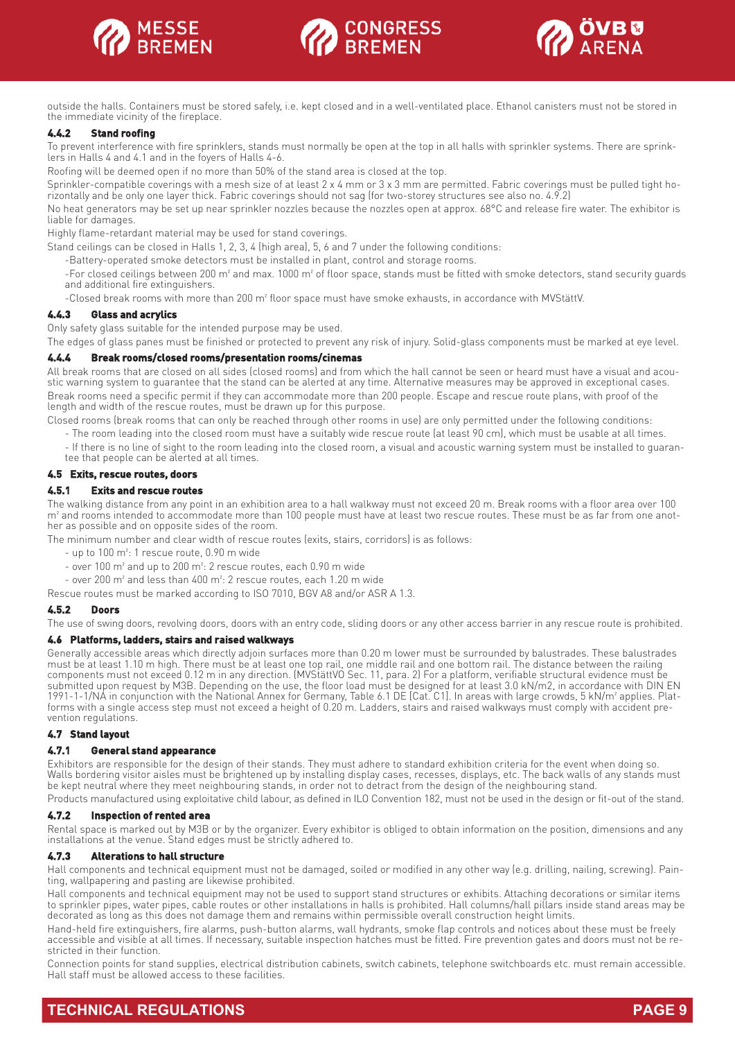outside the halls. Containers must be stored safely, i.e. kept closed and in a well-ventilated place. Ethanol canisters must not be stored in the immediate vicinity of the fireplace.

#### 4.4.2 Stand roofing

To prevent interference with fire sprinklers, stands must normally be open at the top in all halls with sprinkler systems. There are sprinklers in Halls 4 and 4.1 and in the foyers of Halls 4-6.

Roofing will be deemed open if no more than 50% of the stand area is closed at the top.

Sprinkler-compatible coverings with a mesh size of at least 2 x 4 mm or 3 x 3 mm are permitted. Fabric coverings must be pulled tight horizontally and be only one layer thick. Fabric coverings should not sag (for two-storey structures see also no. 4.9.2)

No heat generators may be set up near sprinkler nozzles because the nozzles open at approx. 68°C and release fire water. The exhibitor is liable for damages.

Highly flame-retardant material may be used for stand coverings.

Stand ceilings can be closed in Halls 1, 2, 3, 4 (high area), 5, 6 and 7 under the following conditions:

- Battery-operated smoke detectors must be installed in plant, control and storage rooms.
- For closed ceilings between 200 m² and max. 1000 m² of floor space, stands must be fitted with smoke detectors, stand security guards and additional fire extinguishers.
- Closed break rooms with more than 200 m² floor space must have smoke exhausts, in accordance with MVStättV.

#### 4.4.3 Glass and acrylics

Only safety glass suitable for the intended purpose may be used.

The edges of glass panes must be finished or protected to prevent any risk of injury. Solid-glass components must be marked at eye level.

#### 4.4.4 Break rooms/closed rooms/presentation rooms/cinemas

All break rooms that are closed on all sides (closed rooms) and from which the hall cannot be seen or heard must have a visual and acoustic warning system to guarantee that the stand can be alerted at any time. Alternative measures may be approved in exceptional cases.

Break rooms need a specific permit if they can accommodate more than 200 people. Escape and rescue route plans, with proof of the length and width of the rescue routes, must be drawn up for this purpose.

Closed rooms (break rooms that can only be reached through other rooms in use) are only permitted under the following conditions:

- The room leading into the closed room must have a suitably wide rescue route (at least 90 cm), which must be usable at all times.
- If there is no line of sight to the room leading into the closed room, a visual and acoustic warning system must be installed to guarantee that people can be alerted at all times.

### 4.5 Exits, rescue routes, doors

#### 4.5.1 Exits and rescue routes

The walking distance from any point in an exhibition area to a hall walkway must not exceed 20 m. Break rooms with a floor area over 100 m² and rooms intended to accommodate more than 100 people must have at least two rescue routes. These must be as far from one another as possible and on opposite sides of the room.

The minimum number and clear width of rescue routes (exits, stairs, corridors) is as follows:

- up to 100 m²: 1 rescue route, 0.90 m wide
- over 100 m² and up to 200 m²: 2 rescue routes, each 0.90 m wide
- over 200 m² and less than 400 m²: 2 rescue routes, each 1.20 m wide

Rescue routes must be marked according to ISO 7010, BGV A8 and/or ASR A 1.3.

#### 4.5.2 Doors

The use of swing doors, revolving doors, doors with an entry code, sliding doors or any other access barrier in any rescue route is prohibited.

### 4.6 Platforms, ladders, stairs and raised walkways

Generally accessible areas which directly adjoin surfaces more than 0.20 m lower must be surrounded by balustrades. These balustrades must be at least 1.10 m high. There must be at least one top rail, one middle rail and one bottom rail. The distance between the railing components must not exceed 0.12 m in any direction. (MVStättVO Sec. 11, para. 2) For a platform, verifiable structural evidence must be submitted upon request by M3B. Depending on the use, the floor load must be designed for at least 3.0 kN/m2, in accordance with DIN EN 1991-1-1/NA in conjunction with the National Annex for Germany, Table 6.1 DE (Cat. C1). In areas with large crowds, 5 kN/m² applies. Platforms with a single access step must not exceed a height of 0.20 m. Ladders, stairs and raised walkways must comply with accident prevention regulations.

### 4.7 Stand layout

#### 4.7.1 General stand appearance

Exhibitors are responsible for the design of their stands. They must adhere to standard exhibition criteria for the event when doing so. Walls bordering visitor aisles must be brightened up by installing display cases, recesses, displays, etc. The back walls of any stands must be kept neutral where they meet neighbouring stands, in order not to detract from the design of the neighbouring stand.

Products manufactured using exploitative child labour, as defined in ILO Convention 182, must not be used in the design or fit-out of the stand.

#### 4.7.2 Inspection of rented area

Rental space is marked out by M3B or by the organizer. Every exhibitor is obliged to obtain information on the position, dimensions and any installations at the venue. Stand edges must be strictly adhered to.

#### 4.7.3 Alterations to hall structure

Hall components and technical equipment must not be damaged, soiled or modified in any other way (e.g. drilling, nailing, screwing). Painting, wallpapering and pasting are likewise prohibited.

Hall components and technical equipment may not be used to support stand structures or exhibits. Attaching decorations or similar items to sprinkler pipes, water pipes, cable routes or other installations in halls is prohibited. Hall columns/hall pillars inside stand areas may be decorated as long as this does not damage them and remains within permissible overall construction height limits.

Hand-held fire extinguishers, fire alarms, push-button alarms, wall hydrants, smoke flap controls and notices about these must be freely accessible and visible at all times. If necessary, suitable inspection hatches must be fitted. Fire prevention gates and doors must not be restricted in their function.

Connection points for stand supplies, electrical distribution cabinets, switch cabinets, telephone switchboards etc. must remain accessible. Hall staff must be allowed access to these facilities.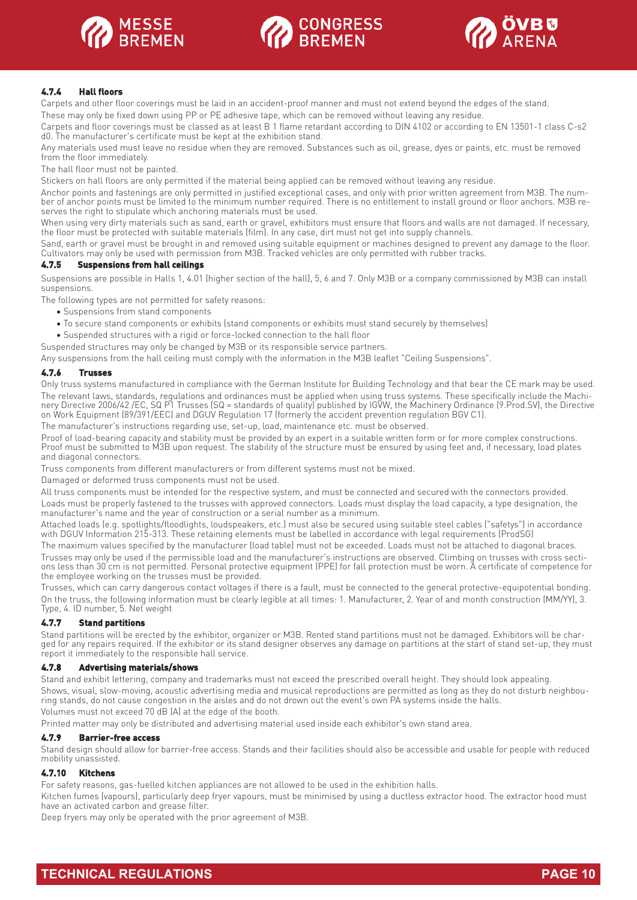### 4.7.4 Hall floors

Carpets and other floor coverings must be laid in an accident-proof manner and must not extend beyond the edges of the stand.

These may only be fixed down using PP or PE adhesive tape, which can be removed without leaving any residue.

Carpets and floor coverings must be classed as at least B 1 flame retardant according to DIN 4102 or according to EN 13501-1 class C-s2 d0. The manufacturer's certificate must be kept at the exhibition stand.

Any materials used must leave no residue when they are removed. Substances such as oil, grease, dyes or paints, etc. must be removed from the floor immediately.

The hall floor must not be painted.

Stickers on hall floors are only permitted if the material being applied can be removed without leaving any residue.

Anchor points and fastenings are only permitted in justified exceptional cases, and only with prior written agreement from M3B. The number of anchor points must be limited to the minimum number required. There is no entitlement to install ground or floor anchors. M3B reserves the right to stipulate which anchoring materials must be used.

When using very dirty materials such as sand, earth or gravel, exhibitors must ensure that floors and walls are not damaged. If necessary, the floor must be protected with suitable materials (film). In any case, dirt must not get into supply channels.

Sand, earth or gravel must be brought in and removed using suitable equipment or machines designed to prevent any damage to the floor. Cultivators may only be used with permission from M3B. Tracked vehicles are only permitted with rubber tracks.

### 4.7.5 Suspensions from hall ceilings

Suspensions are possible in Halls 1, 4.01 (higher section of the hall), 5, 6 and 7. Only M3B or a company commissioned by M3B can install suspensions.

The following types are not permitted for safety reasons:

- Suspensions from stand components
- To secure stand components or exhibits (stand components or exhibits must stand securely by themselves)
- Suspended structures with a rigid or force-locked connection to the hall floor

Suspended structures may only be changed by M3B or its responsible service partners.

Any suspensions from the hall ceiling must comply with the information in the M3B leaflet "Ceiling Suspensions".

### 4.7.6 Trusses

Only truss systems manufactured in compliance with the German Institute for Building Technology and that bear the CE mark may be used.

The relevant laws, standards, regulations and ordinances must be applied when using truss systems. These specifically include the Machinery Directive 2006/42 /EC, SQ P1 Trusses (SQ = standards of quality) published by IGVW, the Machinery Ordinance (9.Prod.SV), the Directive on Work Equipment (89/391/EEC) and DGUV Regulation 17 (formerly the accident prevention regulation BGV C1).

The manufacturer's instructions regarding use, set-up, load, maintenance etc. must be observed.

Proof of load-bearing capacity and stability must be provided by an expert in a suitable written form or for more complex constructions. Proof must be submitted to M3B upon request. The stability of the structure must be ensured by using feet and, if necessary, load plates and diagonal connectors.

Truss components from different manufacturers or from different systems must not be mixed.

Damaged or deformed truss components must not be used.

All truss components must be intended for the respective system, and must be connected and secured with the connectors provided.

Loads must be properly fastened to the trusses with approved connectors. Loads must display the load capacity, a type designation, the manufacturer's name and the year of construction or a serial number as a minimum.

Attached loads (e.g. spotlights/floodlights, loudspeakers, etc.) must also be secured using suitable steel cables ("safetys") in accordance with DGUV Information 215-313. These retaining elements must be labelled in accordance with legal requirements (ProdSG)

The maximum values specified by the manufacturer (load table) must not be exceeded. Loads must not be attached to diagonal braces.

Trusses may only be used if the permissible load and the manufacturer's instructions are observed. Climbing on trusses with cross sections less than 30 cm is not permitted. Personal protective equipment (PPE) for fall protection must be worn. A certificate of competence for the employee working on the trusses must be provided.

Trusses, which can carry dangerous contact voltages if there is a fault, must be connected to the general protective-equipotential bonding.

On the truss, the following information must be clearly legible at all times: 1. Manufacturer, 2. Year of and month construction (MM/YY), 3. Type, 4. ID number, 5. Net weight

### 4.7.7 Stand partitions

Stand partitions will be erected by the exhibitor, organizer or M3B. Rented stand partitions must not be damaged. Exhibitors will be charged for any repairs required. If the exhibitor or its stand designer observes any damage on partitions at the start of stand set-up, they must report it immediately to the responsible hall service.

### 4.7.8 Advertising materials/shows

Stand and exhibit lettering, company and trademarks must not exceed the prescribed overall height. They should look appealing.

Shows, visual, slow-moving, acoustic advertising media and musical reproductions are permitted as long as they do not disturb neighbouring stands, do not cause congestion in the aisles and do not drown out the event's own PA systems inside the halls.

Volumes must not exceed 70 dB (A) at the edge of the booth.

Printed matter may only be distributed and advertising material used inside each exhibitor's own stand area.

### 4.7.9 Barrier-free access

Stand design should allow for barrier-free access. Stands and their facilities should also be accessible and usable for people with reduced mobility unassisted.

### 4.7.10 Kitchens

For safety reasons, gas-fuelled kitchen appliances are not allowed to be used in the exhibition halls.

Kitchen fumes (vapours), particularly deep fryer vapours, must be minimised by using a ductless extractor hood. The extractor hood must have an activated carbon and grease filter.

Deep fryers may only be operated with the prior agreement of M3B.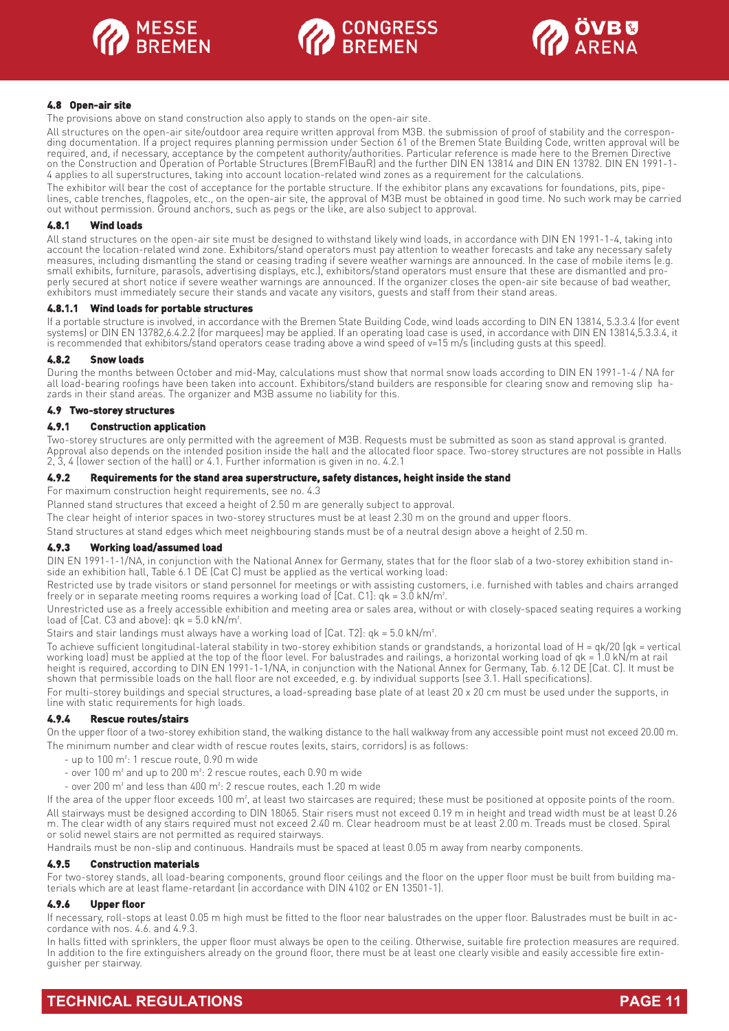### 4.8 Open-air site

The provisions above on stand construction also apply to stands on the open-air site.

All structures on the open-air site/outdoor area require written approval from M3B. the submission of proof of stability and the corresponding documentation. If a project requires planning permission under Section 61 of the Bremen State Building Code, written approval will be required, and, if necessary, acceptance by the competent authority/authorities. Particular reference is made here to the Bremen Directive on the Construction and Operation of Portable Structures (BremFlBauR) and the further DIN EN 13814 and DIN EN 13782. DIN EN 1991-1-4 applies to all superstructures, taking into account location-related wind zones as a requirement for the calculations.

The exhibitor will bear the cost of acceptance for the portable structure. If the exhibitor plans any excavations for foundations, pits, pipelines, cable trenches, flagpoles, etc., on the open-air site, the approval of M3B must be obtained in good time. No such work may be carried out without permission. Ground anchors, such as pegs or the like, are also subject to approval.

#### 4.8.1 Wind loads

All stand structures on the open-air site must be designed to withstand likely wind loads, in accordance with DIN EN 1991-1-4, taking into account the location-related wind zone. Exhibitors/stand operators must pay attention to weather forecasts and take any necessary safety measures, including dismantling the stand or ceasing trading if severe weather warnings are announced. In the case of mobile items (e.g. small exhibits, furniture, parasols, advertising displays, etc.), exhibitors/stand operators must ensure that these are dismantled and properly secured at short notice if severe weather warnings are announced. If the organizer closes the open-air site because of bad weather, exhibitors must immediately secure their stands and vacate any visitors, guests and staff from their stand areas.

#### 4.8.1.1 Wind loads for portable structures

If a portable structure is involved, in accordance with the Bremen State Building Code, wind loads according to DIN EN 13814, 5.3.3.4 (for event systems) or DIN EN 13782,6.4.2.2 (for marquees) may be applied. If an operating load case is used, in accordance with DIN EN 13814,5.3.3.4, it is recommended that exhibitors/stand operators cease trading above a wind speed of v=15 m/s (including gusts at this speed).

#### 4.8.2 Snow loads

During the months between October and mid-May, calculations must show that normal snow loads according to DIN EN 1991-1-4 / NA for all load-bearing roofings have been taken into account. Exhibitors/stand builders are responsible for clearing snow and removing slip hazards in their stand areas. The organizer and M3B assume no liability for this.

### 4.9 Two-storey structures

#### 4.9.1 Construction application

Two-storey structures are only permitted with the agreement of M3B. Requests must be submitted as soon as stand approval is granted. Approval also depends on the intended position inside the hall and the allocated floor space. Two-storey structures are not possible in Halls 2, 3, 4 (lower section of the hall) or 4.1. Further information is given in no. 4.2.1

#### 4.9.2 Requirements for the stand area superstructure, safety distances, height inside the stand

For maximum construction height requirements, see no. 4.3

Planned stand structures that exceed a height of 2.50 m are generally subject to approval.

The clear height of interior spaces in two-storey structures must be at least 2.30 m on the ground and upper floors.

Stand structures at stand edges which meet neighbouring stands must be of a neutral design above a height of 2.50 m.

#### 4.9.3 Working load/assumed load

DIN EN 1991-1-1/NA, in conjunction with the National Annex for Germany, states that for the floor slab of a two-storey exhibition stand inside an exhibition hall, Table 6.1 DE (Cat C) must be applied as the vertical working load:

Restricted use by trade visitors or stand personnel for meetings or with assisting customers, i.e. furnished with tables and chairs arranged freely or in separate meeting rooms requires a working load of [Cat. C1]: $q_k = 3.0$ kN/m².

Unrestricted use as a freely accessible exhibition and meeting area or sales area, without or with closely-spaced seating requires a working load of [Cat. C3 and above]: $q_k = 5.0$ kN/m².

Stairs and stair landings must always have a working load of [Cat. T2]: $q_k = 5.0$ kN/m².

To achieve sufficient longitudinal-lateral stability in two-storey exhibition stands or grandstands, a horizontal load of $H = q_k/20$ ($q_k$ = vertical working load) must be applied at the top of the floor level. For balustrades and railings, a horizontal working load of $q_k = 1.0$ kN/m at rail height is required, according to DIN EN 1991-1-1/NA, in conjunction with the National Annex for Germany, Tab. 6.12 DE [Cat. C]. It must be shown that permissible loads on the hall floor are not exceeded, e.g. by individual supports (see 3.1. Hall specifications).

For multi-storey buildings and special structures, a load-spreading base plate of at least 20 x 20 cm must be used under the supports, in line with static requirements for high loads.

#### 4.9.4 Rescue routes/stairs

On the upper floor of a two-storey exhibition stand, the walking distance to the hall walkway from any accessible point must not exceed 20.00 m.

The minimum number and clear width of rescue routes (exits, stairs, corridors) is as follows:

- up to 100 m²: 1 rescue route, 0.90 m wide
- over 100 m² and up to 200 m²: 2 rescue routes, each 0.90 m wide
- over 200 m² and less than 400 m²: 2 rescue routes, each 1.20 m wide

If the area of the upper floor exceeds 100 m², at least two staircases are required; these must be positioned at opposite points of the room.

All stairways must be designed according to DIN 18065. Stair risers must not exceed 0.19 m in height and tread width must be at least 0.26 m. The clear width of any stairs required must not exceed 2.40 m. Clear headroom must be at least 2.00 m. Treads must be closed. Spiral or solid newel stairs are not permitted as required stairways.

Handrails must be non-slip and continuous. Handrails must be spaced at least 0.05 m away from nearby components.

#### 4.9.5 Construction materials

For two-storey stands, all load-bearing components, ground floor ceilings and the floor on the upper floor must be built from building materials which are at least flame-retardant (in accordance with DIN 4102 or EN 13501-1).

#### 4.9.6 Upper floor

If necessary, roll-stops at least 0.05 m high must be fitted to the floor near balustrades on the upper floor. Balustrades must be built in accordance with nos. 4.6. and 4.9.3.

In halls fitted with sprinklers, the upper floor must always be open to the ceiling. Otherwise, suitable fire protection measures are required. In addition to the fire extinguishers already on the ground floor, there must be at least one clearly visible and easily accessible fire extinguisher per stairway.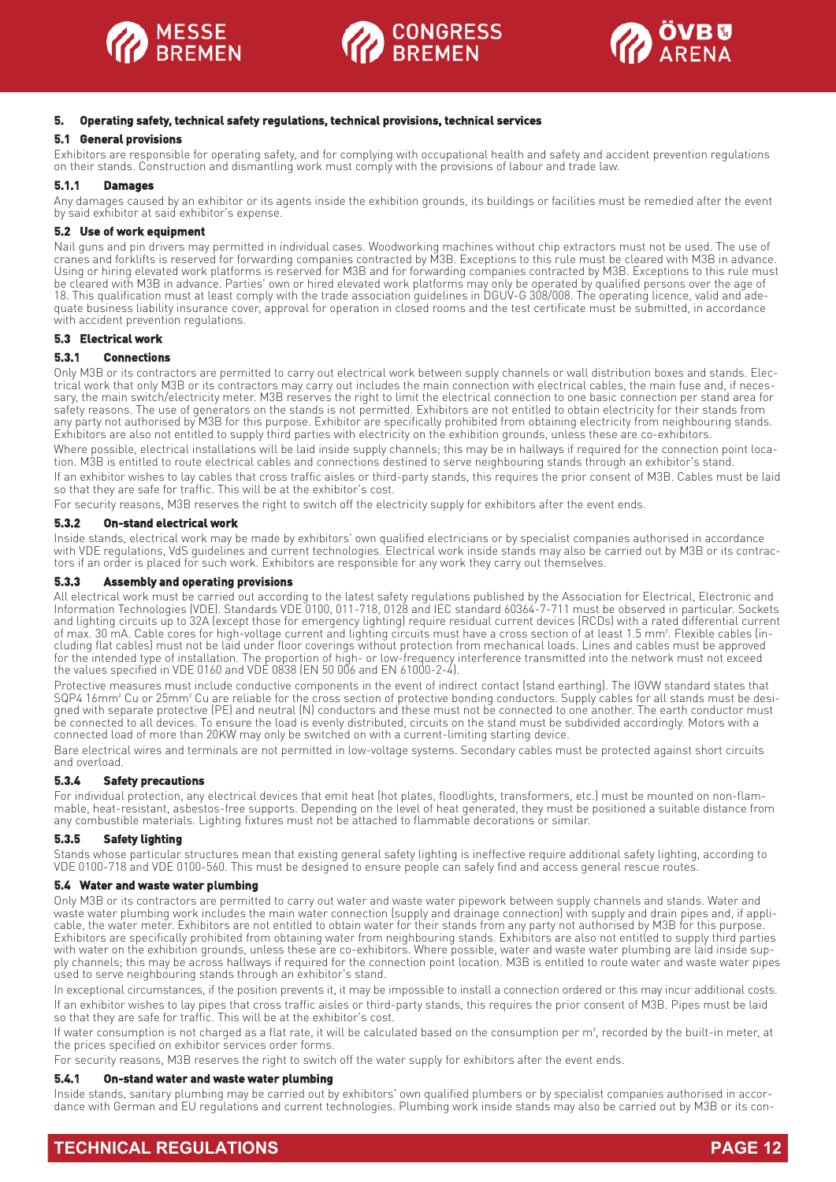## 5. Operating safety, technical safety regulations, technical provisions, technical services

### 5.1 General provisions

Exhibitors are responsible for operating safety, and for complying with occupational health and safety and accident prevention regulations on their stands. Construction and dismantling work must comply with the provisions of labour and trade law.

#### 5.1.1 Damages

Any damages caused by an exhibitor or its agents inside the exhibition grounds, its buildings or facilities must be remedied after the event by said exhibitor at said exhibitor's expense.

### 5.2 Use of work equipment

Nail guns and pin drivers may permitted in individual cases. Woodworking machines without chip extractors must not be used. The use of cranes and forklifts is reserved for forwarding companies contracted by M3B. Exceptions to this rule must be cleared with M3B in advance. Using or hiring elevated work platforms is reserved for M3B and for forwarding companies contracted by M3B. Exceptions to this rule must be cleared with M3B in advance. Parties' own or hired elevated work platforms may only be operated by qualified persons over the age of 18. This qualification must at least comply with the trade association guidelines in DGUV-G 308/008. The operating licence, valid and adequate business liability insurance cover, approval for operation in closed rooms and the test certificate must be submitted, in accordance with accident prevention regulations.

### 5.3 Electrical work

#### 5.3.1 Connections

Only M3B or its contractors are permitted to carry out electrical work between supply channels or wall distribution boxes and stands. Electrical work that only M3B or its contractors may carry out includes the main connection with electrical cables, the main fuse and, if necessary, the main switch/electricity meter. M3B reserves the right to limit the electrical connection to one basic connection per stand area for safety reasons. The use of generators on the stands is not permitted. Exhibitors are not entitled to obtain electricity for their stands from any party not authorised by M3B for this purpose. Exhibitor are specifically prohibited from obtaining electricity from neighbouring stands. Exhibitors are also not entitled to supply third parties with electricity on the exhibition grounds, unless these are co-exhibitors.

Where possible, electrical installations will be laid inside supply channels; this may be in hallways if required for the connection point location. M3B is entitled to route electrical cables and connections destined to serve neighbouring stands through an exhibitor's stand.

If an exhibitor wishes to lay cables that cross traffic aisles or third-party stands, this requires the prior consent of M3B. Cables must be laid so that they are safe for traffic. This will be at the exhibitor's cost.

For security reasons, M3B reserves the right to switch off the electricity supply for exhibitors after the event ends.

#### 5.3.2 On-stand electrical work

Inside stands, electrical work may be made by exhibitors' own qualified electricians or by specialist companies authorised in accordance with VDE regulations, VdS guidelines and current technologies. Electrical work inside stands may also be carried out by M3B or its contractors if an order is placed for such work. Exhibitors are responsible for any work they carry out themselves.

#### 5.3.3 Assembly and operating provisions

All electrical work must be carried out according to the latest safety regulations published by the Association for Electrical, Electronic and Information Technologies (VDE). Standards VDE 0100, 011-718, 0128 and IEC standard 60364-7-711 must be observed in particular. Sockets and lighting circuits up to 32A (except those for emergency lighting) require residual current devices (RCDs) with a rated differential current of max. 30 mA. Cable cores for high-voltage current and lighting circuits must have a cross section of at least 1.5 mm². Flexible cables (including flat cables) must not be laid under floor coverings without protection from mechanical loads. Lines and cables must be approved for the intended type of installation. The proportion of high- or low-frequency interference transmitted into the network must not exceed the values specified in VDE 0160 and VDE 0838 (EN 50 006 and EN 61000-2-4).

Protective measures must include conductive components in the event of indirect contact (stand earthing). The IGVW standard states that SQP4 16mm² Cu or 25mm² Cu are reliable for the cross section of protective bonding conductors. Supply cables for all stands must be designed with separate protective (PE) and neutral (N) conductors and these must not be connected to one another. The earth conductor must be connected to all devices. To ensure the load is evenly distributed, circuits on the stand must be subdivided accordingly. Motors with a connected load of more than 20KW may only be switched on with a current-limiting starting device.

Bare electrical wires and terminals are not permitted in low-voltage systems. Secondary cables must be protected against short circuits and overload.

#### 5.3.4 Safety precautions

For individual protection, any electrical devices that emit heat (hot plates, floodlights, transformers, etc.) must be mounted on non-flammable, heat-resistant, asbestos-free supports. Depending on the level of heat generated, they must be positioned a suitable distance from any combustible materials. Lighting fixtures must not be attached to flammable decorations or similar.

#### 5.3.5 Safety lighting

Stands whose particular structures mean that existing general safety lighting is ineffective require additional safety lighting, according to VDE 0100-718 and VDE 0100-560. This must be designed to ensure people can safely find and access general rescue routes.

### 5.4 Water and waste water plumbing

Only M3B or its contractors are permitted to carry out water and waste water pipework between supply channels and stands. Water and waste water plumbing work includes the main water connection (supply and drainage connection) with supply and drain pipes and, if applicable, the water meter. Exhibitors are not entitled to obtain water for their stands from any party not authorised by M3B for this purpose. Exhibitors are specifically prohibited from obtaining water from neighbouring stands. Exhibitors are also not entitled to supply third parties with water on the exhibition grounds, unless these are co-exhibitors. Where possible, water and waste water plumbing are laid inside supply channels; this may be across hallways if required for the connection point location. M3B is entitled to route water and waste water pipes used to serve neighbouring stands through an exhibitor's stand.

In exceptional circumstances, if the position prevents it, it may be impossible to install a connection ordered or this may incur additional costs.

If an exhibitor wishes to lay pipes that cross traffic aisles or third-party stands, this requires the prior consent of M3B. Pipes must be laid so that they are safe for traffic. This will be at the exhibitor's cost.

If water consumption is not charged as a flat rate, it will be calculated based on the consumption per m³, recorded by the built-in meter, at the prices specified on exhibitor services order forms.

For security reasons, M3B reserves the right to switch off the water supply for exhibitors after the event ends.

#### 5.4.1 On-stand water and waste water plumbing

Inside stands, sanitary plumbing may be carried out by exhibitors' own qualified plumbers or by specialist companies authorised in accordance with German and EU regulations and current technologies. Plumbing work inside stands may also be carried out by M3B or its con-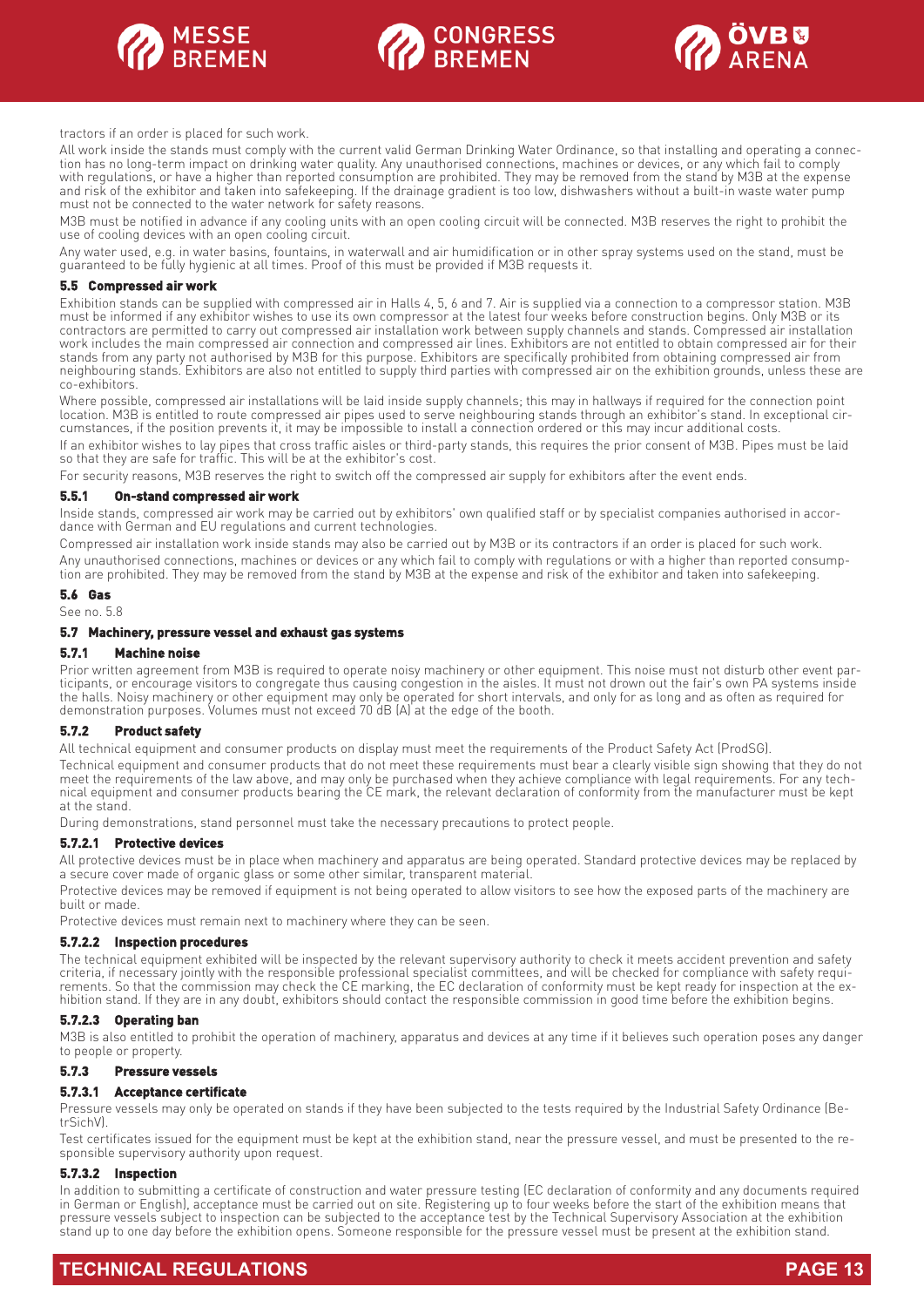tractors if an order is placed for such work.

All work inside the stands must comply with the current valid German Drinking Water Ordinance, so that installing and operating a connection has no long-term impact on drinking water quality. Any unauthorised connections, machines or devices, or any which fail to comply with regulations, or have a higher than reported consumption are prohibited. They may be removed from the stand by M3B at the expense and risk of the exhibitor and taken into safekeeping. If the drainage gradient is too low, dishwashers without a built-in waste water pump must not be connected to the water network for safety reasons.

M3B must be notified in advance if any cooling units with an open cooling circuit will be connected. M3B reserves the right to prohibit the use of cooling devices with an open cooling circuit.

Any water used, e.g. in water basins, fountains, in waterwall and air humidification or in other spray systems used on the stand, must be guaranteed to be fully hygienic at all times. Proof of this must be provided if M3B requests it.

### 5.5 Compressed air work

Exhibition stands can be supplied with compressed air in Halls 4, 5, 6 and 7. Air is supplied via a connection to a compressor station. M3B must be informed if any exhibitor wishes to use its own compressor at the latest four weeks before construction begins. Only M3B or its contractors are permitted to carry out compressed air installation work between supply channels and stands. Compressed air installation work includes the main compressed air connection and compressed air lines. Exhibitors are not entitled to obtain compressed air for their stands from any party not authorised by M3B for this purpose. Exhibitors are specifically prohibited from obtaining compressed air from neighbouring stands. Exhibitors are also not entitled to supply third parties with compressed air on the exhibition grounds, unless these are co-exhibitors.

Where possible, compressed air installations will be laid inside supply channels; this may in hallways if required for the connection point location. M3B is entitled to route compressed air pipes used to serve neighbouring stands through an exhibitor's stand. In exceptional circumstances, if the position prevents it, it may be impossible to install a connection ordered or this may incur additional costs.

If an exhibitor wishes to lay pipes that cross traffic aisles or third-party stands, this requires the prior consent of M3B. Pipes must be laid so that they are safe for traffic. This will be at the exhibitor's cost.

For security reasons, M3B reserves the right to switch off the compressed air supply for exhibitors after the event ends.

#### 5.5.1 On-stand compressed air work

Inside stands, compressed air work may be carried out by exhibitors' own qualified staff or by specialist companies authorised in accordance with German and EU regulations and current technologies.

Compressed air installation work inside stands may also be carried out by M3B or its contractors if an order is placed for such work.

Any unauthorised connections, machines or devices or any which fail to comply with regulations or with a higher than reported consumption are prohibited. They may be removed from the stand by M3B at the expense and risk of the exhibitor and taken into safekeeping.

### 5.6 Gas

See no. 5.8

### 5.7 Machinery, pressure vessel and exhaust gas systems

#### 5.7.1 Machine noise

Prior written agreement from M3B is required to operate noisy machinery or other equipment. This noise must not disturb other event participants, or encourage visitors to congregate thus causing congestion in the aisles. It must not drown out the fair's own PA systems inside the halls. Noisy machinery or other equipment may only be operated for short intervals, and only for as long and as often as required for demonstration purposes. Volumes must not exceed 70 dB (A) at the edge of the booth.

#### 5.7.2 Product safety

All technical equipment and consumer products on display must meet the requirements of the Product Safety Act (ProdSG).

Technical equipment and consumer products that do not meet these requirements must bear a clearly visible sign showing that they do not meet the requirements of the law above, and may only be purchased when they achieve compliance with legal requirements. For any technical equipment and consumer products bearing the CE mark, the relevant declaration of conformity from the manufacturer must be kept at the stand.

During demonstrations, stand personnel must take the necessary precautions to protect people.

##### 5.7.2.1 Protective devices

All protective devices must be in place when machinery and apparatus are being operated. Standard protective devices may be replaced by a secure cover made of organic glass or some other similar, transparent material.

Protective devices may be removed if equipment is not being operated to allow visitors to see how the exposed parts of the machinery are built or made.

Protective devices must remain next to machinery where they can be seen.

##### 5.7.2.2 Inspection procedures

The technical equipment exhibited will be inspected by the relevant supervisory authority to check it meets accident prevention and safety criteria, if necessary jointly with the responsible professional specialist committees, and will be checked for compliance with safety requirements. So that the commission may check the CE marking, the EC declaration of conformity must be kept ready for inspection at the exhibition stand. If they are in any doubt, exhibitors should contact the responsible commission in good time before the exhibition begins.

##### 5.7.2.3 Operating ban

M3B is also entitled to prohibit the operation of machinery, apparatus and devices at any time if it believes such operation poses any danger to people or property.

#### 5.7.3 Pressure vessels

##### 5.7.3.1 Acceptance certificate

Pressure vessels may only be operated on stands if they have been subjected to the tests required by the Industrial Safety Ordinance (BetrSichV).

Test certificates issued for the equipment must be kept at the exhibition stand, near the pressure vessel, and must be presented to the responsible supervisory authority upon request.

##### 5.7.3.2 Inspection

In addition to submitting a certificate of construction and water pressure testing (EC declaration of conformity and any documents required in German or English), acceptance must be carried out on site. Registering up to four weeks before the start of the exhibition means that pressure vessels subject to inspection can be subjected to the acceptance test by the Technical Supervisory Association at the exhibition stand up to one day before the exhibition opens. Someone responsible for the pressure vessel must be present at the exhibition stand.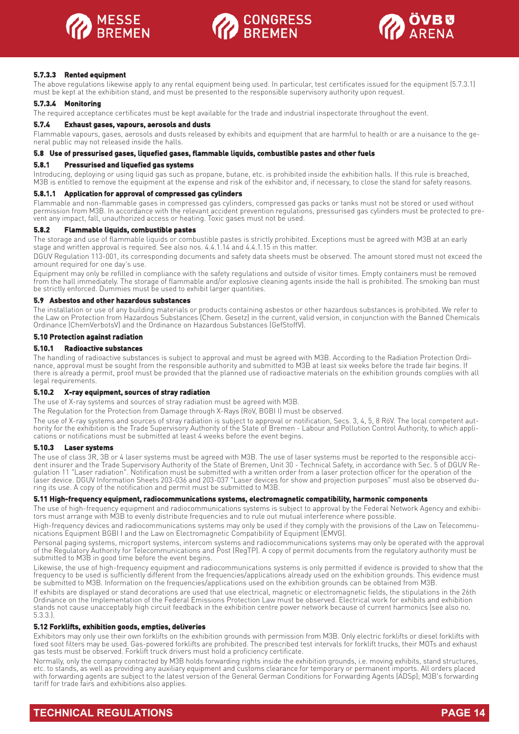#### 5.7.3.3 Rented equipment

The above regulations likewise apply to any rental equipment being used. In particular, test certificates issued for the equipment (5.7.3.1) must be kept at the exhibition stand, and must be presented to the responsible supervisory authority upon request.

#### 5.7.3.4 Monitoring

The required acceptance certificates must be kept available for the trade and industrial inspectorate throughout the event.

### 5.7.4 Exhaust gases, vapours, aerosols and dusts

Flammable vapours, gases, aerosols and dusts released by exhibits and equipment that are harmful to health or are a nuisance to the general public may not released inside the halls.

## 5.8 Use of pressurised gases, liquefied gases, flammable liquids, combustible pastes and other fuels

### 5.8.1 Pressurised and liquefied gas systems

Introducing, deploying or using liquid gas such as propane, butane, etc. is prohibited inside the exhibition halls. If this rule is breached, M3B is entitled to remove the equipment at the expense and risk of the exhibitor and, if necessary, to close the stand for safety reasons.

#### 5.8.1.1 Application for approval of compressed gas cylinders

Flammable and non-flammable gases in compressed gas cylinders, compressed gas packs or tanks must not be stored or used without permission from M3B. In accordance with the relevant accident prevention regulations, pressurised gas cylinders must be protected to prevent any impact, fall, unauthorized access or heating. Toxic gases must not be used.

### 5.8.2 Flammable liquids, combustible pastes

The storage and use of flammable liquids or combustible pastes is strictly prohibited. Exceptions must be agreed with M3B at an early stage and written approval is required. See also nos. 4.4.1.14 and 4.4.1.15 in this matter.

DGUV Regulation 113-001, its corresponding documents and safety data sheets must be observed. The amount stored must not exceed the amount required for one day's use.

Equipment may only be refilled in compliance with the safety regulations and outside of visitor times. Empty containers must be removed from the hall immediately. The storage of flammable and/or explosive cleaning agents inside the hall is prohibited. The smoking ban must be strictly enforced. Dummies must be used to exhibit larger quantities.

## 5.9 Asbestos and other hazardous substances

The installation or use of any building materials or products containing asbestos or other hazardous substances is prohibited. We refer to the Law on Protection from Hazardous Substances (Chem. Gesetz) in the current, valid version, in conjunction with the Banned Chemicals Ordinance (ChemVerbotsV) and the Ordinance on Hazardous Substances (GefStoffV).

## 5.10 Protection against radiation

### 5.10.1 Radioactive substances

The handling of radioactive substances is subject to approval and must be agreed with M3B. According to the Radiation Protection Ordinance, approval must be sought from the responsible authority and submitted to M3B at least six weeks before the trade fair begins. If there is already a permit, proof must be provided that the planned use of radioactive materials on the exhibition grounds complies with all legal requirements.

### 5.10.2 X-ray equipment, sources of stray radiation

The use of X-ray systems and sources of stray radiation must be agreed with M3B.

The Regulation for the Protection from Damage through X-Rays (RöV, BGBI I) must be observed.

The use of X-ray systems and sources of stray radiation is subject to approval or notification, Secs. 3, 4, 5, 8 RöV. The local competent authority for the exhibition is the Trade Supervisory Authority of the State of Bremen - Labour and Pollution Control Authority, to which applications or notifications must be submitted at least 4 weeks before the event begins.

### 5.10.3 Laser systems

The use of class 3R, 3B or 4 laser systems must be agreed with M3B. The use of laser systems must be reported to the responsible accident insurer and the Trade Supervisory Authority of the State of Bremen, Unit 30 - Technical Safety, in accordance with Sec. 5 of DGUV Regulation 11 "Laser radiation". Notification must be submitted with a written order from a laser protection officer for the operation of the laser device. DGUV Information Sheets 203-036 and 203-037 "Laser devices for show and projection purposes" must also be observed during its use. A copy of the notification and permit must be submitted to M3B.

## 5.11 High-frequency equipment, radiocommunications systems, electromagnetic compatibility, harmonic components

The use of high-frequency equipment and radiocommunications systems is subject to approval by the Federal Network Agency and exhibitors must arrange with M3B to evenly distribute frequencies and to rule out mutual interference where possible.

High-frequency devices and radiocommunications systems may only be used if they comply with the provisions of the Law on Telecommunications Equipment BGBI I and the Law on Electromagnetic Compatibility of Equipment (EMVG).

Personal paging systems, microport systems, intercom systems and radiocommunications systems may only be operated with the approval of the Regulatory Authority for Telecommunications and Post (RegTP). A copy of permit documents from the regulatory authority must be submitted to M3B in good time before the event begins.

Likewise, the use of high-frequency equipment and radiocommunications systems is only permitted if evidence is provided to show that the frequency to be used is sufficiently different from the frequencies/applications already used on the exhibition grounds. This evidence must be submitted to M3B. Information on the frequencies/applications used on the exhibition grounds can be obtained from M3B.

If exhibits are displayed or stand decorations are used that use electrical, magnetic or electromagnetic fields, the stipulations in the 26th Ordinance on the Implementation of the Federal Emissions Protection Law must be observed. Electrical work for exhibits and exhibition stands not cause unacceptably high circuit feedback in the exhibition centre power network because of current harmonics (see also no. 5.3.3.).

## 5.12 Forklifts, exhibition goods, empties, deliveries

Exhibitors may only use their own forklifts on the exhibition grounds with permission from M3B. Only electric forklifts or diesel forklifts with fixed soot filters may be used. Gas-powered forklifts are prohibited. The prescribed test intervals for forklift trucks, their MOTs and exhaust gas tests must be observed. Forklift truck drivers must hold a proficiency certificate.

Normally, only the company contracted by M3B holds forwarding rights inside the exhibition grounds, i.e. moving exhibits, stand structures, etc. to stands, as well as providing any auxiliary equipment and customs clearance for temporary or permanent imports. All orders placed with forwarding agents are subject to the latest version of the General German Conditions for Forwarding Agents (ADSp); M3B's forwarding tariff for trade fairs and exhibitions also applies.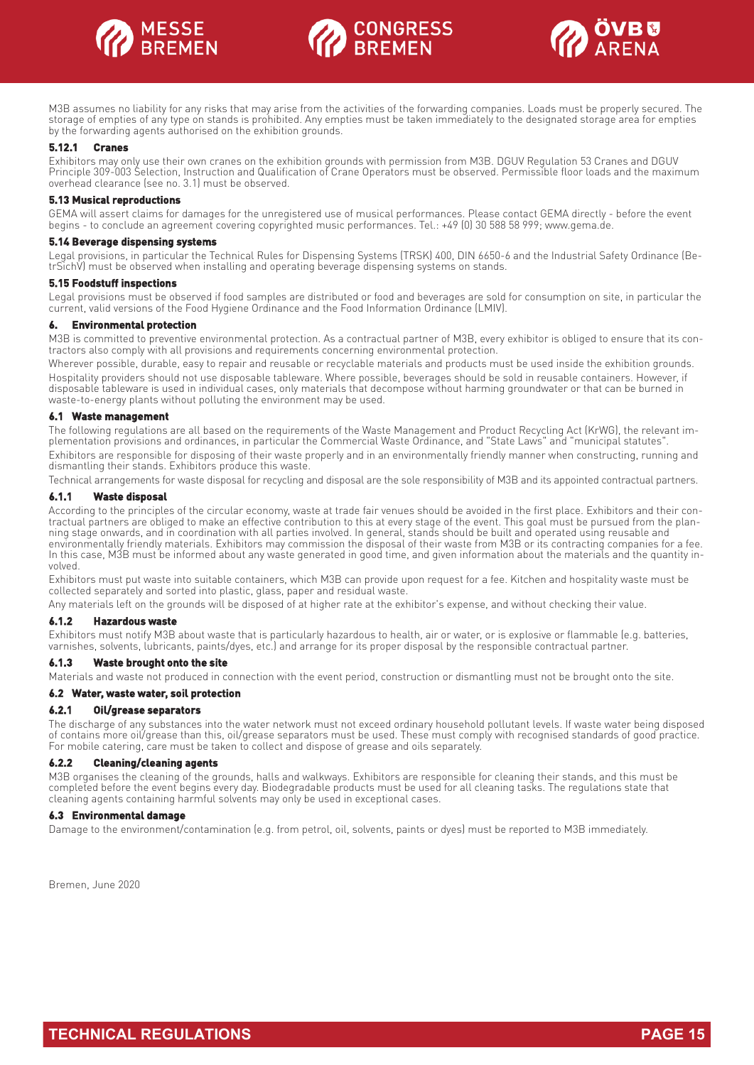M3B assumes no liability for any risks that may arise from the activities of the forwarding companies. Loads must be properly secured. The storage of empties of any type on stands is prohibited. Any empties must be taken immediately to the designated storage area for empties by the forwarding agents authorised on the exhibition grounds.

#### 5.12.1 Cranes

Exhibitors may only use their own cranes on the exhibition grounds with permission from M3B. DGUV Regulation 53 Cranes and DGUV Principle 309-003 Selection, Instruction and Qualification of Crane Operators must be observed. Permissible floor loads and the maximum overhead clearance (see no. 3.1) must be observed.

### 5.13 Musical reproductions

GEMA will assert claims for damages for the unregistered use of musical performances. Please contact GEMA directly - before the event begins - to conclude an agreement covering copyrighted music performances. Tel.: +49 (0) 30 588 58 999; www.gema.de.

### 5.14 Beverage dispensing systems

Legal provisions, in particular the Technical Rules for Dispensing Systems (TRSK) 400, DIN 6650-6 and the Industrial Safety Ordinance (BetrSichV) must be observed when installing and operating beverage dispensing systems on stands.

### 5.15 Foodstuff inspections

Legal provisions must be observed if food samples are distributed or food and beverages are sold for consumption on site, in particular the current, valid versions of the Food Hygiene Ordinance and the Food Information Ordinance (LMIV).

## 6. Environmental protection

M3B is committed to preventive environmental protection. As a contractual partner of M3B, every exhibitor is obliged to ensure that its contractors also comply with all provisions and requirements concerning environmental protection.

Wherever possible, durable, easy to repair and reusable or recyclable materials and products must be used inside the exhibition grounds.

Hospitality providers should not use disposable tableware. Where possible, beverages should be sold in reusable containers. However, if disposable tableware is used in individual cases, only materials that decompose without harming groundwater or that can be burned in waste-to-energy plants without polluting the environment may be used.

### 6.1 Waste management

The following regulations are all based on the requirements of the Waste Management and Product Recycling Act (KrWG), the relevant implementation provisions and ordinances, in particular the Commercial Waste Ordinance, and "State Laws" and "municipal statutes".

Exhibitors are responsible for disposing of their waste properly and in an environmentally friendly manner when constructing, running and dismantling their stands. Exhibitors produce this waste.

Technical arrangements for waste disposal for recycling and disposal are the sole responsibility of M3B and its appointed contractual partners.

#### 6.1.1 Waste disposal

According to the principles of the circular economy, waste at trade fair venues should be avoided in the first place. Exhibitors and their contractual partners are obliged to make an effective contribution to this at every stage of the event. This goal must be pursued from the planning stage onwards, and in coordination with all parties involved. In general, stands should be built and operated using reusable and environmentally friendly materials. Exhibitors may commission the disposal of their waste from M3B or its contracting companies for a fee. In this case, M3B must be informed about any waste generated in good time, and given information about the materials and the quantity involved.

Exhibitors must put waste into suitable containers, which M3B can provide upon request for a fee. Kitchen and hospitality waste must be collected separately and sorted into plastic, glass, paper and residual waste.

Any materials left on the grounds will be disposed of at higher rate at the exhibitor's expense, and without checking their value.

#### 6.1.2 Hazardous waste

Exhibitors must notify M3B about waste that is particularly hazardous to health, air or water, or is explosive or flammable (e.g. batteries, varnishes, solvents, lubricants, paints/dyes, etc.) and arrange for its proper disposal by the responsible contractual partner.

#### 6.1.3 Waste brought onto the site

Materials and waste not produced in connection with the event period, construction or dismantling must not be brought onto the site.

### 6.2 Water, waste water, soil protection

#### 6.2.1 Oil/grease separators

The discharge of any substances into the water network must not exceed ordinary household pollutant levels. If waste water being disposed of contains more oil/grease than this, oil/grease separators must be used. These must comply with recognised standards of good practice. For mobile catering, care must be taken to collect and dispose of grease and oils separately.

#### 6.2.2 Cleaning/cleaning agents

M3B organises the cleaning of the grounds, halls and walkways. Exhibitors are responsible for cleaning their stands, and this must be completed before the event begins every day. Biodegradable products must be used for all cleaning tasks. The regulations state that cleaning agents containing harmful solvents may only be used in exceptional cases.

### 6.3 Environmental damage

Damage to the environment/contamination (e.g. from petrol, oil, solvents, paints or dyes) must be reported to M3B immediately.

Bremen, June 2020